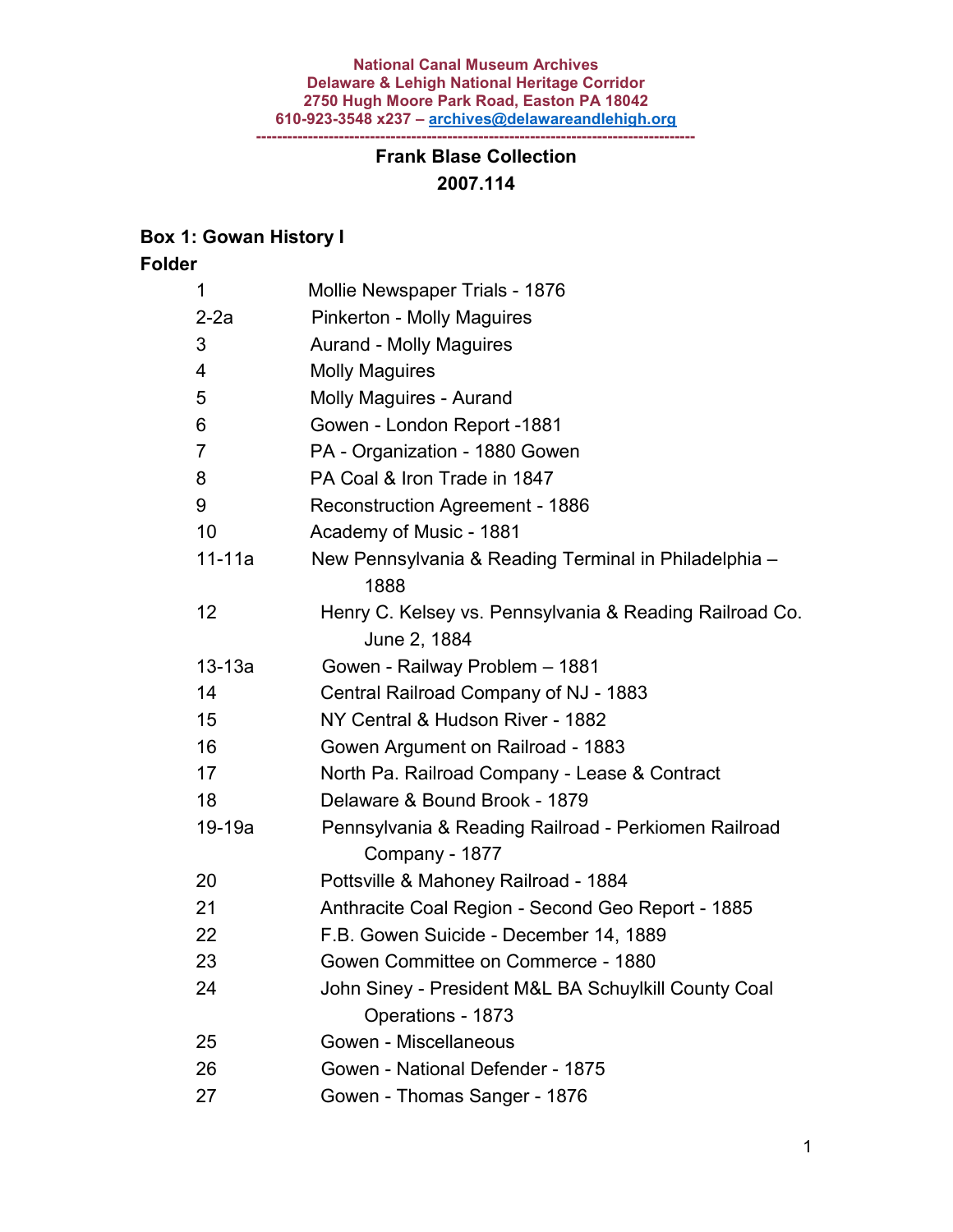**National Canal Museum Archives**
**Delaware & Lehigh National Heritage Corridor**
**2750 Hugh Moore Park Road, Easton PA 18042**
**610-923-3548 x237 – archives@delawareandlehigh.org**

---

# Frank Blase Collection
# 2007.114

## Box 1: Gowan History I

| Folder | |
|---|---|
| 1 | Mollie Newspaper Trials - 1876 |
| 2-2a | Pinkerton - Molly Maguires |
| 3 | Aurand - Molly Maguires |
| 4 | Molly Maguires |
| 5 | Molly Maguires - Aurand |
| 6 | Gowen - London Report -1881 |
| 7 | PA - Organization - 1880 Gowen |
| 8 | PA Coal & Iron Trade in 1847 |
| 9 | Reconstruction Agreement - 1886 |
| 10 | Academy of Music - 1881 |
| 11-11a | New Pennsylvania & Reading Terminal in Philadelphia – 1888 |
| 12 | Henry C. Kelsey vs. Pennsylvania & Reading Railroad Co. June 2, 1884 |
| 13-13a | Gowen - Railway Problem – 1881 |
| 14 | Central Railroad Company of NJ - 1883 |
| 15 | NY Central & Hudson River - 1882 |
| 16 | Gowen Argument on Railroad - 1883 |
| 17 | North Pa. Railroad Company - Lease & Contract |
| 18 | Delaware & Bound Brook - 1879 |
| 19-19a | Pennsylvania & Reading Railroad - Perkiomen Railroad Company - 1877 |
| 20 | Pottsville & Mahoney Railroad - 1884 |
| 21 | Anthracite Coal Region - Second Geo Report - 1885 |
| 22 | F.B. Gowen Suicide - December 14, 1889 |
| 23 | Gowen Committee on Commerce - 1880 |
| 24 | John Siney - President M&L BA Schuylkill County Coal Operations - 1873 |
| 25 | Gowen - Miscellaneous |
| 26 | Gowen - National Defender - 1875 |
| 27 | Gowen - Thomas Sanger - 1876 |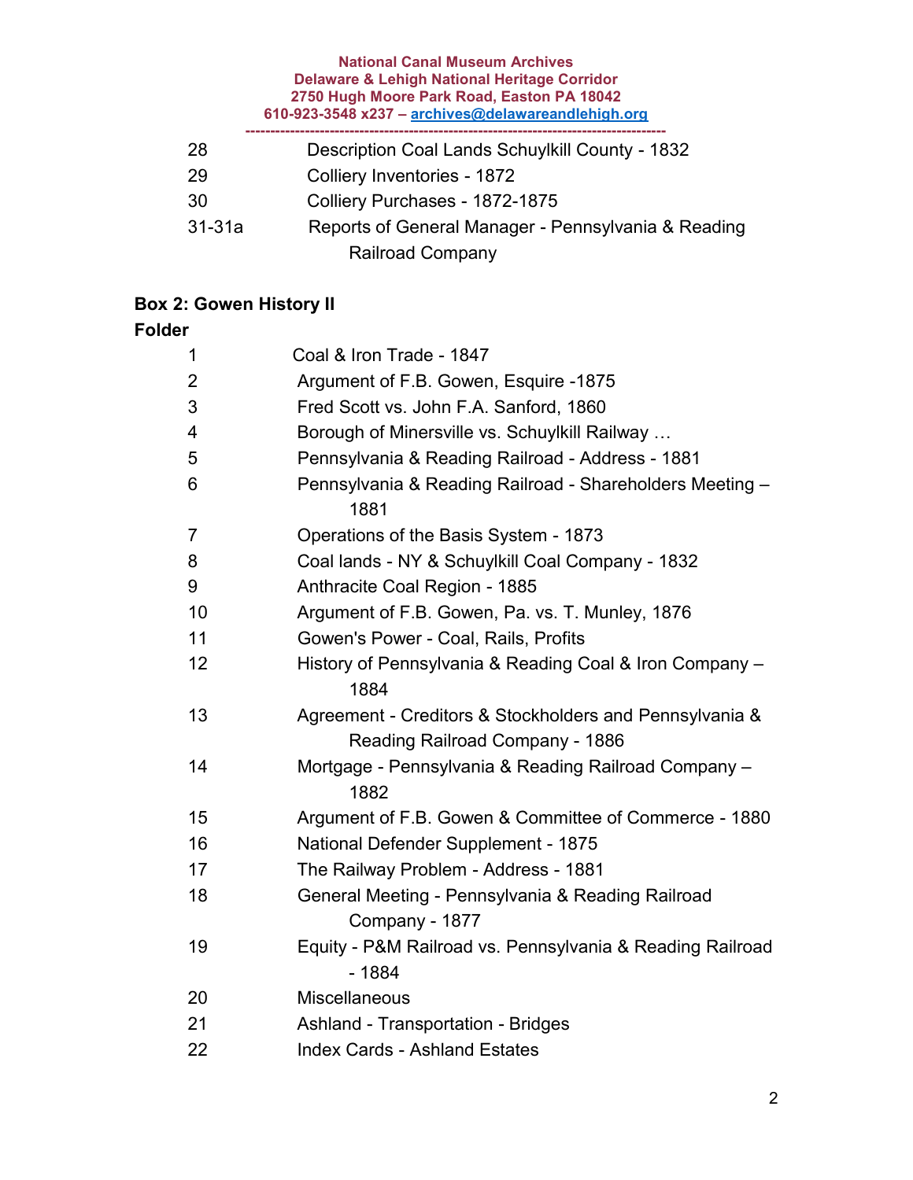| | |
|---|---|
| 28 | Description Coal Lands Schuylkill County - 1832 |
| 29 | Colliery Inventories - 1872 |
| 30 | Colliery Purchases - 1872-1875 |
| 31-31a | Reports of General Manager - Pennsylvania & Reading Railroad Company |

**Box 2: Gowen History II**

**Folder**

| | |
|---|---|
| 1 | Coal & Iron Trade - 1847 |
| 2 | Argument of F.B. Gowen, Esquire -1875 |
| 3 | Fred Scott vs. John F.A. Sanford, 1860 |
| 4 | Borough of Minersville vs. Schuylkill Railway … |
| 5 | Pennsylvania & Reading Railroad - Address - 1881 |
| 6 | Pennsylvania & Reading Railroad - Shareholders Meeting – 1881 |
| 7 | Operations of the Basis System - 1873 |
| 8 | Coal lands - NY & Schuylkill Coal Company - 1832 |
| 9 | Anthracite Coal Region - 1885 |
| 10 | Argument of F.B. Gowen, Pa. vs. T. Munley, 1876 |
| 11 | Gowen's Power - Coal, Rails, Profits |
| 12 | History of Pennsylvania & Reading Coal & Iron Company – 1884 |
| 13 | Agreement - Creditors & Stockholders and Pennsylvania & Reading Railroad Company - 1886 |
| 14 | Mortgage - Pennsylvania & Reading Railroad Company – 1882 |
| 15 | Argument of F.B. Gowen & Committee of Commerce - 1880 |
| 16 | National Defender Supplement - 1875 |
| 17 | The Railway Problem - Address - 1881 |
| 18 | General Meeting - Pennsylvania & Reading Railroad Company - 1877 |
| 19 | Equity - P&M Railroad vs. Pennsylvania & Reading Railroad - 1884 |
| 20 | Miscellaneous |
| 21 | Ashland - Transportation - Bridges |
| 22 | Index Cards - Ashland Estates |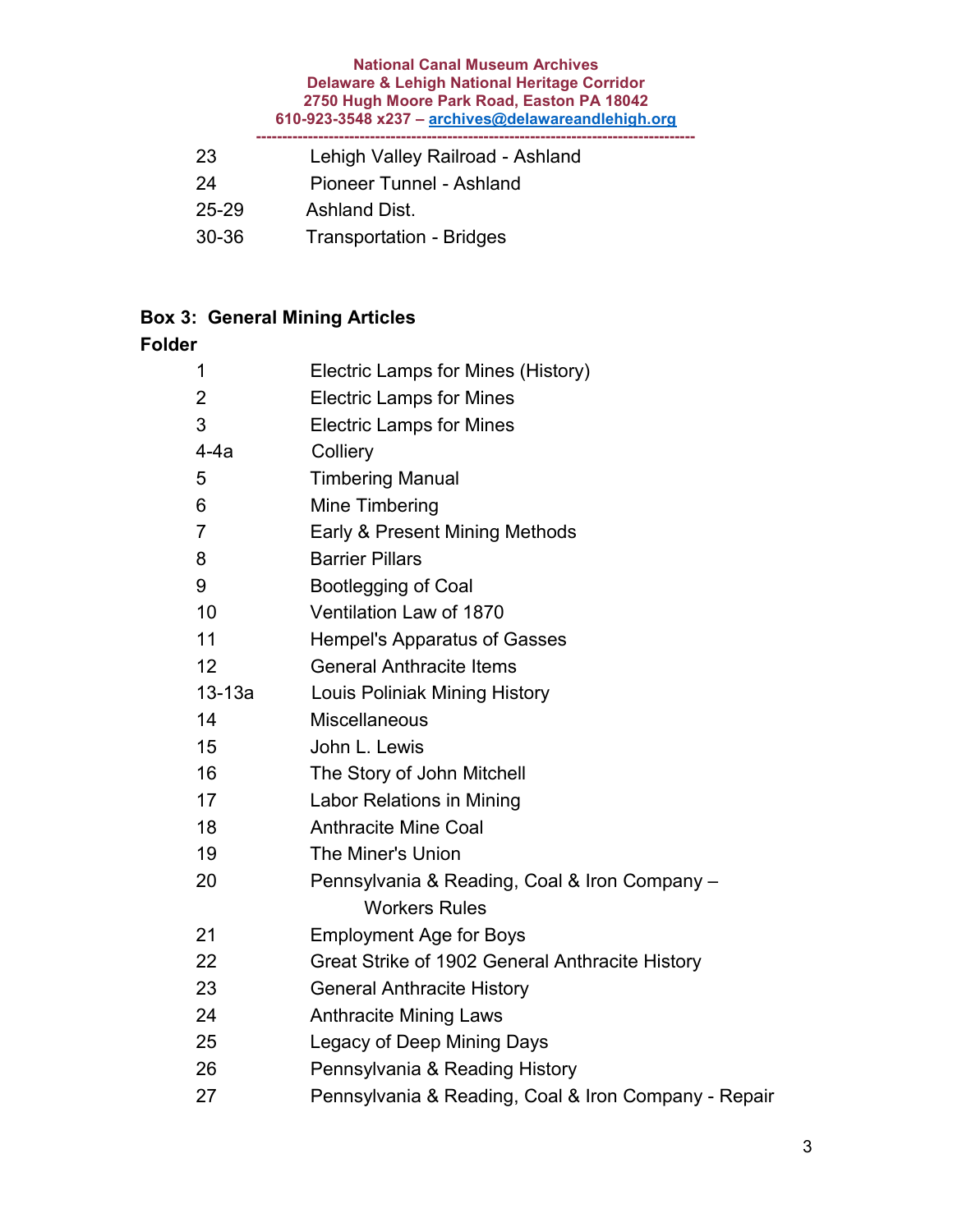| | |
|---|---|
| 23 | Lehigh Valley Railroad - Ashland |
| 24 | Pioneer Tunnel - Ashland |
| 25-29 | Ashland Dist. |
| 30-36 | Transportation - Bridges |

**Box 3: General Mining Articles**

**Folder**

| | |
|---|---|
| 1 | Electric Lamps for Mines (History) |
| 2 | Electric Lamps for Mines |
| 3 | Electric Lamps for Mines |
| 4-4a | Colliery |
| 5 | Timbering Manual |
| 6 | Mine Timbering |
| 7 | Early & Present Mining Methods |
| 8 | Barrier Pillars |
| 9 | Bootlegging of Coal |
| 10 | Ventilation Law of 1870 |
| 11 | Hempel's Apparatus of Gasses |
| 12 | General Anthracite Items |
| 13-13a | Louis Poliniak Mining History |
| 14 | Miscellaneous |
| 15 | John L. Lewis |
| 16 | The Story of John Mitchell |
| 17 | Labor Relations in Mining |
| 18 | Anthracite Mine Coal |
| 19 | The Miner's Union |
| 20 | Pennsylvania & Reading, Coal & Iron Company – Workers Rules |
| 21 | Employment Age for Boys |
| 22 | Great Strike of 1902 General Anthracite History |
| 23 | General Anthracite History |
| 24 | Anthracite Mining Laws |
| 25 | Legacy of Deep Mining Days |
| 26 | Pennsylvania & Reading History |
| 27 | Pennsylvania & Reading, Coal & Iron Company - Repair |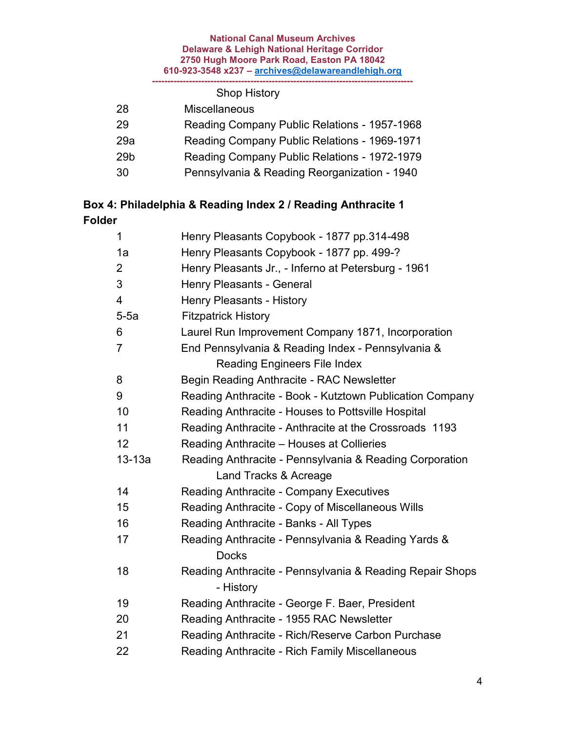Shop History

| | |
|---|---|
| 28 | Miscellaneous |
| 29 | Reading Company Public Relations - 1957-1968 |
| 29a | Reading Company Public Relations - 1969-1971 |
| 29b | Reading Company Public Relations - 1972-1979 |
| 30 | Pennsylvania & Reading Reorganization - 1940 |

**Box 4: Philadelphia & Reading Index 2 / Reading Anthracite 1**

| Folder | |
|---|---|
| 1 | Henry Pleasants Copybook - 1877 pp.314-498 |
| 1a | Henry Pleasants Copybook - 1877 pp. 499-? |
| 2 | Henry Pleasants Jr., - Inferno at Petersburg - 1961 |
| 3 | Henry Pleasants - General |
| 4 | Henry Pleasants - History |
| 5-5a | Fitzpatrick History |
| 6 | Laurel Run Improvement Company 1871, Incorporation |
| 7 | End Pennsylvania & Reading Index - Pennsylvania & Reading Engineers File Index |
| 8 | Begin Reading Anthracite - RAC Newsletter |
| 9 | Reading Anthracite - Book - Kutztown Publication Company |
| 10 | Reading Anthracite - Houses to Pottsville Hospital |
| 11 | Reading Anthracite - Anthracite at the Crossroads 1193 |
| 12 | Reading Anthracite – Houses at Collieries |
| 13-13a | Reading Anthracite - Pennsylvania & Reading Corporation Land Tracks & Acreage |
| 14 | Reading Anthracite - Company Executives |
| 15 | Reading Anthracite - Copy of Miscellaneous Wills |
| 16 | Reading Anthracite - Banks - All Types |
| 17 | Reading Anthracite - Pennsylvania & Reading Yards & Docks |
| 18 | Reading Anthracite - Pennsylvania & Reading Repair Shops - History |
| 19 | Reading Anthracite - George F. Baer, President |
| 20 | Reading Anthracite - 1955 RAC Newsletter |
| 21 | Reading Anthracite - Rich/Reserve Carbon Purchase |
| 22 | Reading Anthracite - Rich Family Miscellaneous |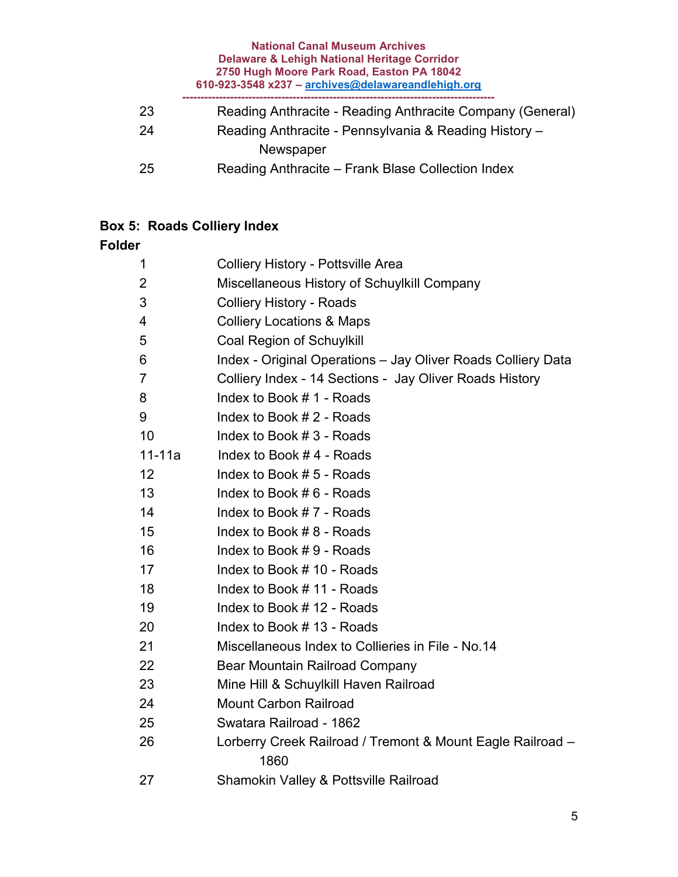| | |
|---|---|
| 23 | Reading Anthracite - Reading Anthracite Company (General) |
| 24 | Reading Anthracite - Pennsylvania & Reading History – Newspaper |
| 25 | Reading Anthracite – Frank Blase Collection Index |

**Box 5: Roads Colliery Index**

| Folder | |
|---|---|
| 1 | Colliery History - Pottsville Area |
| 2 | Miscellaneous History of Schuylkill Company |
| 3 | Colliery History - Roads |
| 4 | Colliery Locations & Maps |
| 5 | Coal Region of Schuylkill |
| 6 | Index - Original Operations – Jay Oliver Roads Colliery Data |
| 7 | Colliery Index - 14 Sections - Jay Oliver Roads History |
| 8 | Index to Book # 1 - Roads |
| 9 | Index to Book # 2 - Roads |
| 10 | Index to Book # 3 - Roads |
| 11-11a | Index to Book # 4 - Roads |
| 12 | Index to Book # 5 - Roads |
| 13 | Index to Book # 6 - Roads |
| 14 | Index to Book # 7 - Roads |
| 15 | Index to Book # 8 - Roads |
| 16 | Index to Book # 9 - Roads |
| 17 | Index to Book # 10 - Roads |
| 18 | Index to Book # 11 - Roads |
| 19 | Index to Book # 12 - Roads |
| 20 | Index to Book # 13 - Roads |
| 21 | Miscellaneous Index to Collieries in File - No.14 |
| 22 | Bear Mountain Railroad Company |
| 23 | Mine Hill & Schuylkill Haven Railroad |
| 24 | Mount Carbon Railroad |
| 25 | Swatara Railroad - 1862 |
| 26 | Lorberry Creek Railroad / Tremont & Mount Eagle Railroad – 1860 |
| 27 | Shamokin Valley & Pottsville Railroad |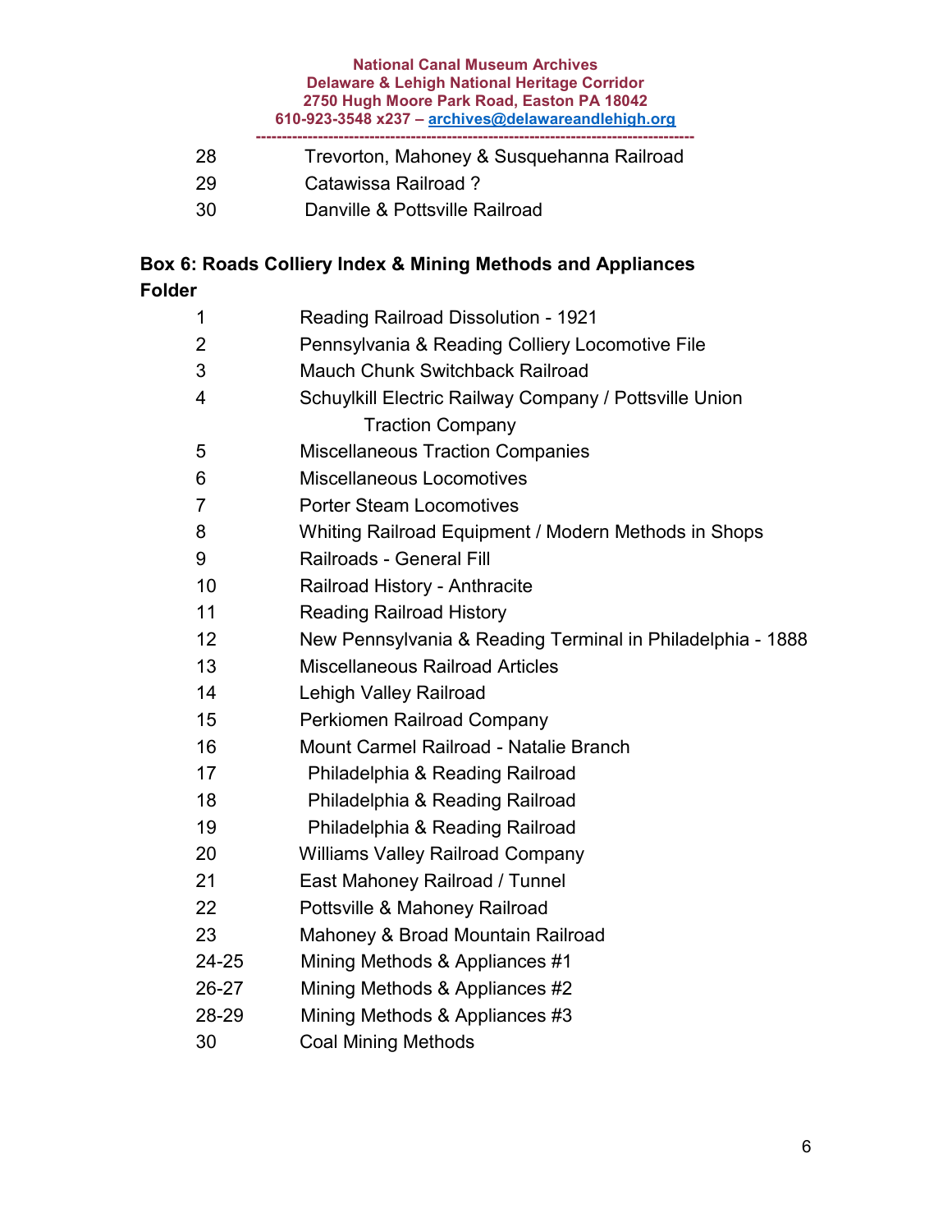| | |
|---|---|
| 28 | Trevorton, Mahoney & Susquehanna Railroad |
| 29 | Catawissa Railroad ? |
| 30 | Danville & Pottsville Railroad |

**Box 6: Roads Colliery Index & Mining Methods and Appliances**

| Folder | |
|---|---|
| 1 | Reading Railroad Dissolution - 1921 |
| 2 | Pennsylvania & Reading Colliery Locomotive File |
| 3 | Mauch Chunk Switchback Railroad |
| 4 | Schuylkill Electric Railway Company / Pottsville Union Traction Company |
| 5 | Miscellaneous Traction Companies |
| 6 | Miscellaneous Locomotives |
| 7 | Porter Steam Locomotives |
| 8 | Whiting Railroad Equipment / Modern Methods in Shops |
| 9 | Railroads - General Fill |
| 10 | Railroad History - Anthracite |
| 11 | Reading Railroad History |
| 12 | New Pennsylvania & Reading Terminal in Philadelphia - 1888 |
| 13 | Miscellaneous Railroad Articles |
| 14 | Lehigh Valley Railroad |
| 15 | Perkiomen Railroad Company |
| 16 | Mount Carmel Railroad - Natalie Branch |
| 17 | Philadelphia & Reading Railroad |
| 18 | Philadelphia & Reading Railroad |
| 19 | Philadelphia & Reading Railroad |
| 20 | Williams Valley Railroad Company |
| 21 | East Mahoney Railroad / Tunnel |
| 22 | Pottsville & Mahoney Railroad |
| 23 | Mahoney & Broad Mountain Railroad |
| 24-25 | Mining Methods & Appliances #1 |
| 26-27 | Mining Methods & Appliances #2 |
| 28-29 | Mining Methods & Appliances #3 |
| 30 | Coal Mining Methods |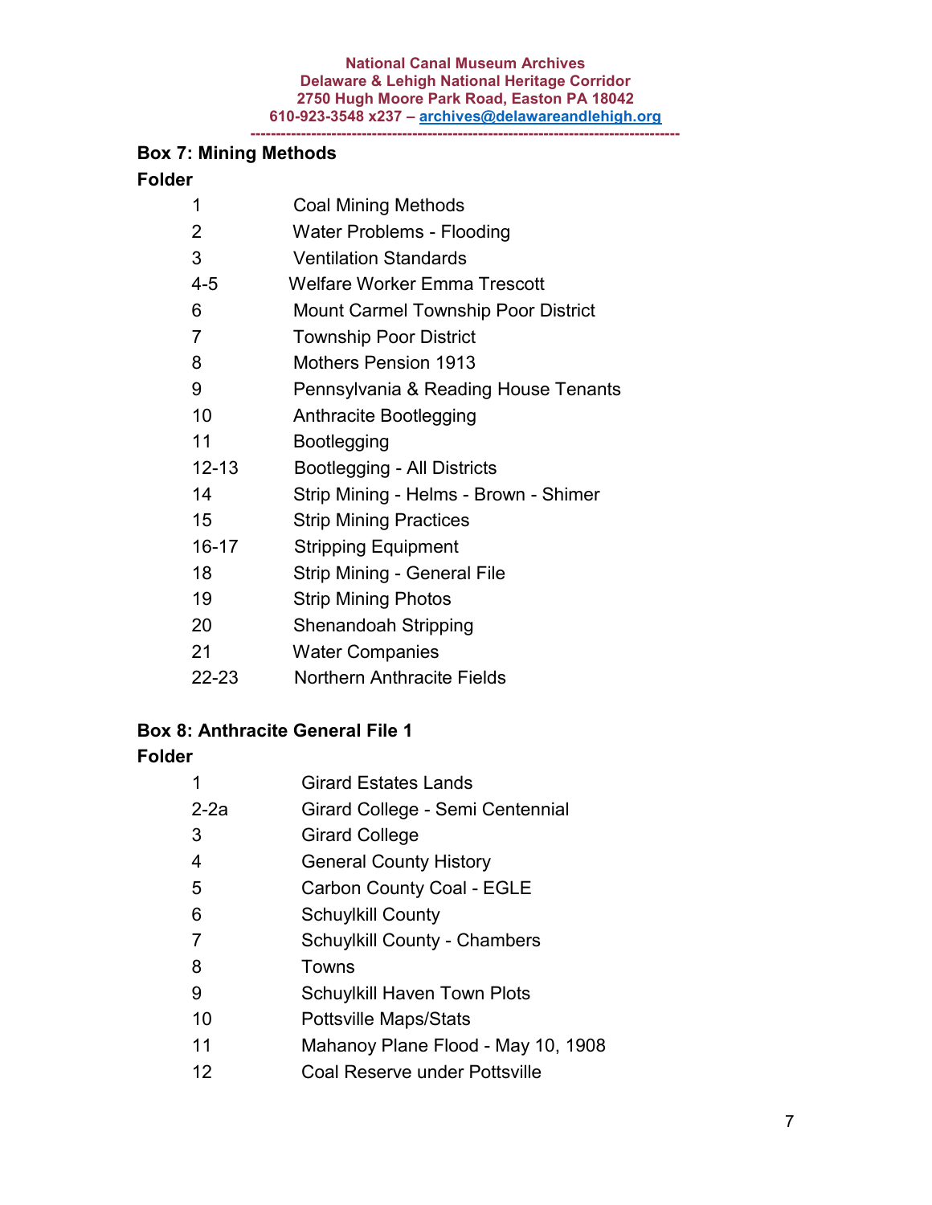**Box 7: Mining Methods**

| Folder | |
|---|---|
| 1 | Coal Mining Methods |
| 2 | Water Problems - Flooding |
| 3 | Ventilation Standards |
| 4-5 | Welfare Worker Emma Trescott |
| 6 | Mount Carmel Township Poor District |
| 7 | Township Poor District |
| 8 | Mothers Pension 1913 |
| 9 | Pennsylvania & Reading House Tenants |
| 10 | Anthracite Bootlegging |
| 11 | Bootlegging |
| 12-13 | Bootlegging - All Districts |
| 14 | Strip Mining - Helms - Brown - Shimer |
| 15 | Strip Mining Practices |
| 16-17 | Stripping Equipment |
| 18 | Strip Mining - General File |
| 19 | Strip Mining Photos |
| 20 | Shenandoah Stripping |
| 21 | Water Companies |
| 22-23 | Northern Anthracite Fields |

**Box 8: Anthracite General File 1**

| Folder | |
|---|---|
| 1 | Girard Estates Lands |
| 2-2a | Girard College - Semi Centennial |
| 3 | Girard College |
| 4 | General County History |
| 5 | Carbon County Coal - EGLE |
| 6 | Schuylkill County |
| 7 | Schuylkill County - Chambers |
| 8 | Towns |
| 9 | Schuylkill Haven Town Plots |
| 10 | Pottsville Maps/Stats |
| 11 | Mahanoy Plane Flood - May 10, 1908 |
| 12 | Coal Reserve under Pottsville |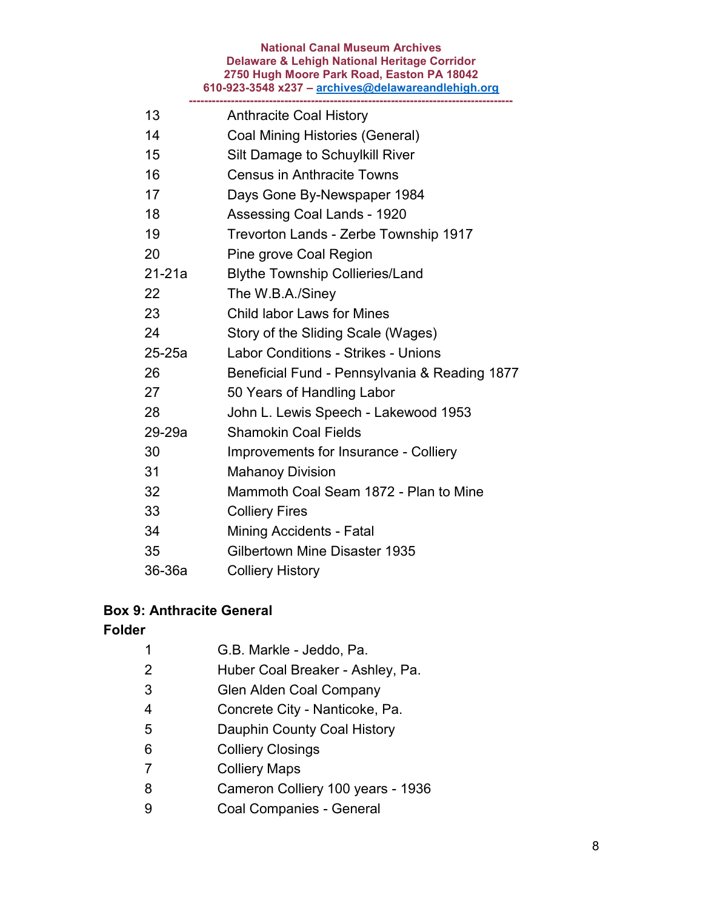| | |
|---|---|
| 13 | Anthracite Coal History |
| 14 | Coal Mining Histories (General) |
| 15 | Silt Damage to Schuylkill River |
| 16 | Census in Anthracite Towns |
| 17 | Days Gone By-Newspaper 1984 |
| 18 | Assessing Coal Lands - 1920 |
| 19 | Trevorton Lands - Zerbe Township 1917 |
| 20 | Pine grove Coal Region |
| 21-21a | Blythe Township Collieries/Land |
| 22 | The W.B.A./Siney |
| 23 | Child labor Laws for Mines |
| 24 | Story of the Sliding Scale (Wages) |
| 25-25a | Labor Conditions - Strikes - Unions |
| 26 | Beneficial Fund - Pennsylvania & Reading 1877 |
| 27 | 50 Years of Handling Labor |
| 28 | John L. Lewis Speech - Lakewood 1953 |
| 29-29a | Shamokin Coal Fields |
| 30 | Improvements for Insurance - Colliery |
| 31 | Mahanoy Division |
| 32 | Mammoth Coal Seam 1872 - Plan to Mine |
| 33 | Colliery Fires |
| 34 | Mining Accidents - Fatal |
| 35 | Gilbertown Mine Disaster 1935 |
| 36-36a | Colliery History |

**Box 9: Anthracite General**

**Folder**

| | |
|---|---|
| 1 | G.B. Markle - Jeddo, Pa. |
| 2 | Huber Coal Breaker - Ashley, Pa. |
| 3 | Glen Alden Coal Company |
| 4 | Concrete City - Nanticoke, Pa. |
| 5 | Dauphin County Coal History |
| 6 | Colliery Closings |
| 7 | Colliery Maps |
| 8 | Cameron Colliery 100 years - 1936 |
| 9 | Coal Companies - General |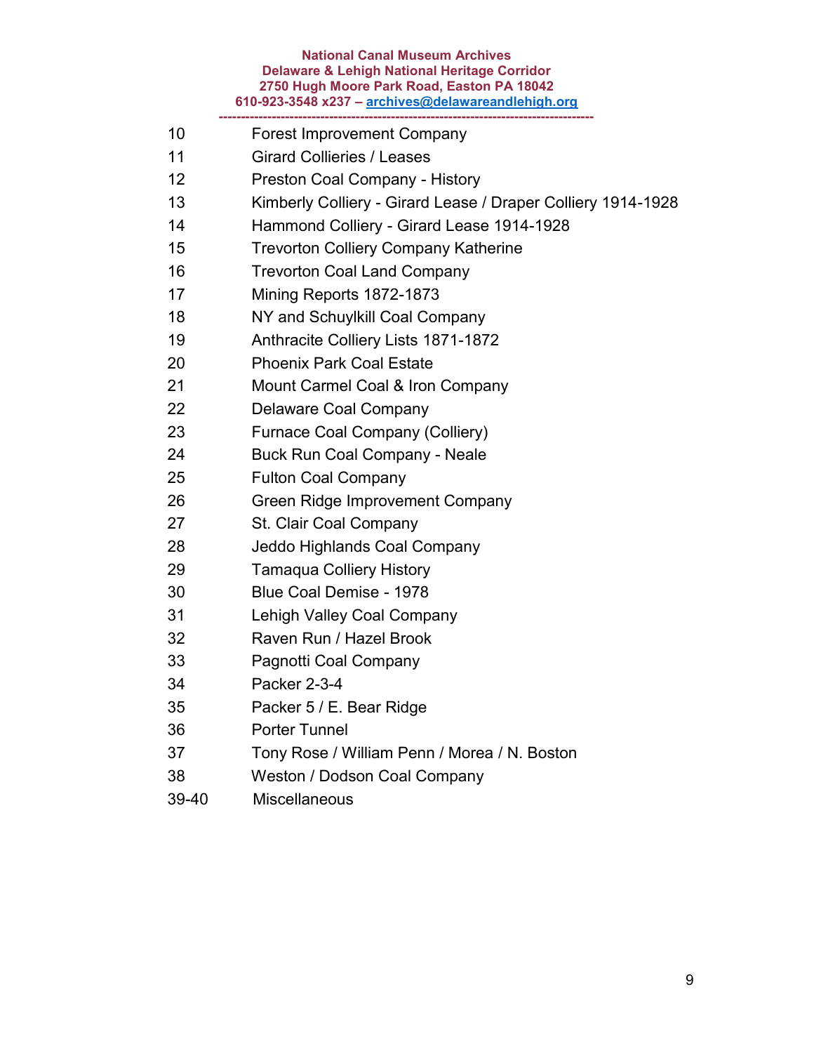| | |
|---|---|
| 10 | Forest Improvement Company |
| 11 | Girard Collieries / Leases |
| 12 | Preston Coal Company - History |
| 13 | Kimberly Colliery - Girard Lease / Draper Colliery 1914-1928 |
| 14 | Hammond Colliery - Girard Lease 1914-1928 |
| 15 | Trevorton Colliery Company Katherine |
| 16 | Trevorton Coal Land Company |
| 17 | Mining Reports 1872-1873 |
| 18 | NY and Schuylkill Coal Company |
| 19 | Anthracite Colliery Lists 1871-1872 |
| 20 | Phoenix Park Coal Estate |
| 21 | Mount Carmel Coal & Iron Company |
| 22 | Delaware Coal Company |
| 23 | Furnace Coal Company (Colliery) |
| 24 | Buck Run Coal Company - Neale |
| 25 | Fulton Coal Company |
| 26 | Green Ridge Improvement Company |
| 27 | St. Clair Coal Company |
| 28 | Jeddo Highlands Coal Company |
| 29 | Tamaqua Colliery History |
| 30 | Blue Coal Demise - 1978 |
| 31 | Lehigh Valley Coal Company |
| 32 | Raven Run / Hazel Brook |
| 33 | Pagnotti Coal Company |
| 34 | Packer 2-3-4 |
| 35 | Packer 5 / E. Bear Ridge |
| 36 | Porter Tunnel |
| 37 | Tony Rose / William Penn / Morea / N. Boston |
| 38 | Weston / Dodson Coal Company |
| 39-40 | Miscellaneous |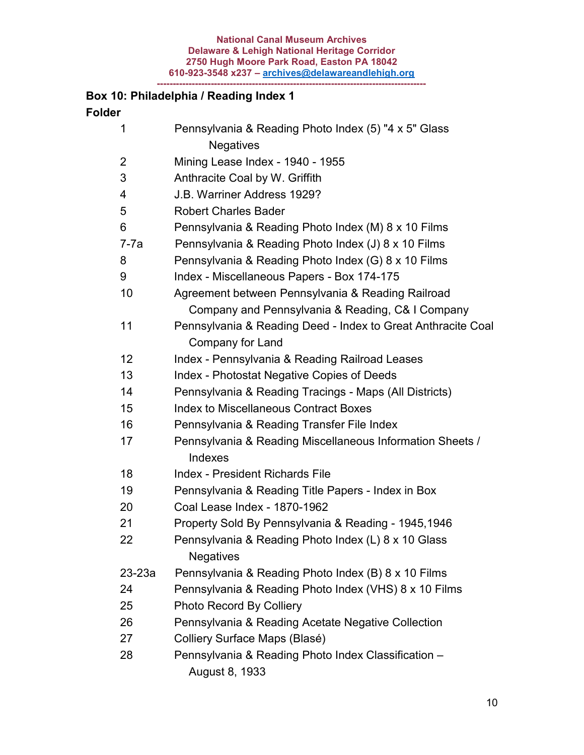National Canal Museum Archives
Delaware & Lehigh National Heritage Corridor
2750 Hugh Moore Park Road, Easton PA 18042
610-923-3548 x237 – archives@delawareandlehigh.org

## Box 10: Philadelphia / Reading Index 1

| Folder | |
|---|---|
| 1 | Pennsylvania & Reading Photo Index (5) "4 x 5" Glass Negatives |
| 2 | Mining Lease Index - 1940 - 1955 |
| 3 | Anthracite Coal by W. Griffith |
| 4 | J.B. Warriner Address 1929? |
| 5 | Robert Charles Bader |
| 6 | Pennsylvania & Reading Photo Index (M) 8 x 10 Films |
| 7-7a | Pennsylvania & Reading Photo Index (J) 8 x 10 Films |
| 8 | Pennsylvania & Reading Photo Index (G) 8 x 10 Films |
| 9 | Index - Miscellaneous Papers - Box 174-175 |
| 10 | Agreement between Pennsylvania & Reading Railroad Company and Pennsylvania & Reading, C& I Company |
| 11 | Pennsylvania & Reading Deed - Index to Great Anthracite Coal Company for Land |
| 12 | Index - Pennsylvania & Reading Railroad Leases |
| 13 | Index - Photostat Negative Copies of Deeds |
| 14 | Pennsylvania & Reading Tracings - Maps (All Districts) |
| 15 | Index to Miscellaneous Contract Boxes |
| 16 | Pennsylvania & Reading Transfer File Index |
| 17 | Pennsylvania & Reading Miscellaneous Information Sheets / Indexes |
| 18 | Index - President Richards File |
| 19 | Pennsylvania & Reading Title Papers - Index in Box |
| 20 | Coal Lease Index - 1870-1962 |
| 21 | Property Sold By Pennsylvania & Reading - 1945,1946 |
| 22 | Pennsylvania & Reading Photo Index (L) 8 x 10 Glass Negatives |
| 23-23a | Pennsylvania & Reading Photo Index (B) 8 x 10 Films |
| 24 | Pennsylvania & Reading Photo Index (VHS) 8 x 10 Films |
| 25 | Photo Record By Colliery |
| 26 | Pennsylvania & Reading Acetate Negative Collection |
| 27 | Colliery Surface Maps (Blasé) |
| 28 | Pennsylvania & Reading Photo Index Classification – August 8, 1933 |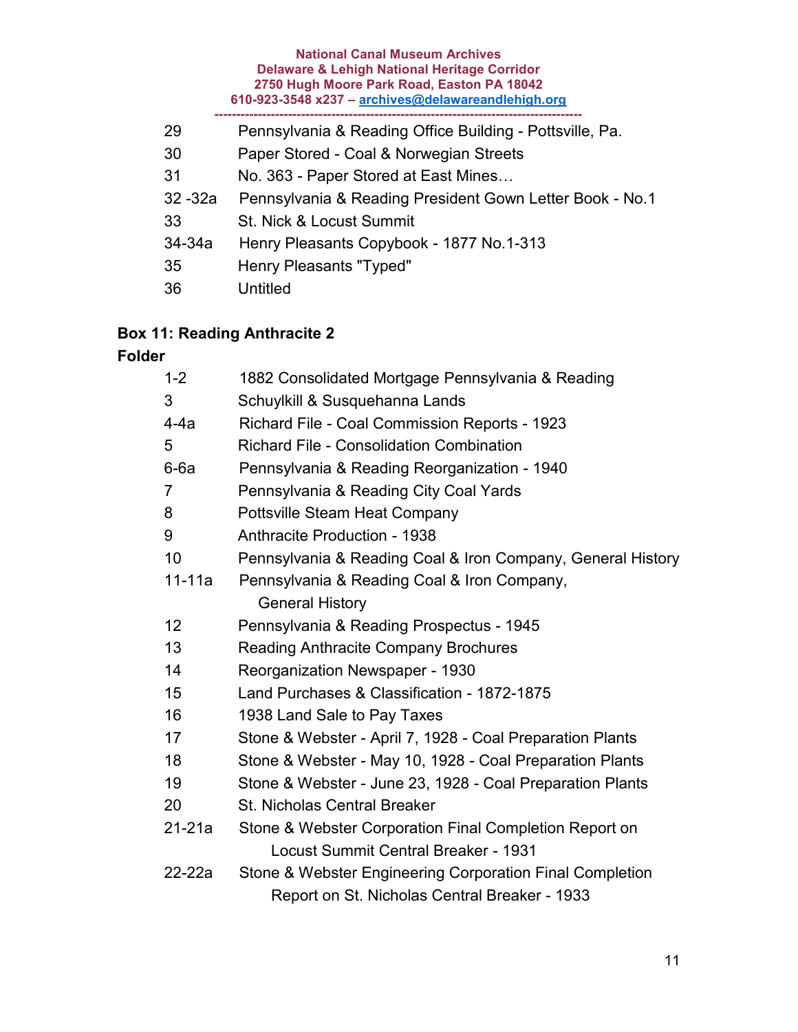| | |
|---|---|
| 29 | Pennsylvania & Reading Office Building - Pottsville, Pa. |
| 30 | Paper Stored - Coal & Norwegian Streets |
| 31 | No. 363 - Paper Stored at East Mines… |
| 32 -32a | Pennsylvania & Reading President Gown Letter Book - No.1 |
| 33 | St. Nick & Locust Summit |
| 34-34a | Henry Pleasants Copybook - 1877 No.1-313 |
| 35 | Henry Pleasants "Typed" |
| 36 | Untitled |

**Box 11: Reading Anthracite 2**

**Folder**

| | |
|---|---|
| 1-2 | 1882 Consolidated Mortgage Pennsylvania & Reading |
| 3 | Schuylkill & Susquehanna Lands |
| 4-4a | Richard File - Coal Commission Reports - 1923 |
| 5 | Richard File - Consolidation Combination |
| 6-6a | Pennsylvania & Reading Reorganization - 1940 |
| 7 | Pennsylvania & Reading City Coal Yards |
| 8 | Pottsville Steam Heat Company |
| 9 | Anthracite Production - 1938 |
| 10 | Pennsylvania & Reading Coal & Iron Company, General History |
| 11-11a | Pennsylvania & Reading Coal & Iron Company, General History |
| 12 | Pennsylvania & Reading Prospectus - 1945 |
| 13 | Reading Anthracite Company Brochures |
| 14 | Reorganization Newspaper - 1930 |
| 15 | Land Purchases & Classification - 1872-1875 |
| 16 | 1938 Land Sale to Pay Taxes |
| 17 | Stone & Webster - April 7, 1928 - Coal Preparation Plants |
| 18 | Stone & Webster - May 10, 1928 - Coal Preparation Plants |
| 19 | Stone & Webster - June 23, 1928 - Coal Preparation Plants |
| 20 | St. Nicholas Central Breaker |
| 21-21a | Stone & Webster Corporation Final Completion Report on Locust Summit Central Breaker - 1931 |
| 22-22a | Stone & Webster Engineering Corporation Final Completion Report on St. Nicholas Central Breaker - 1933 |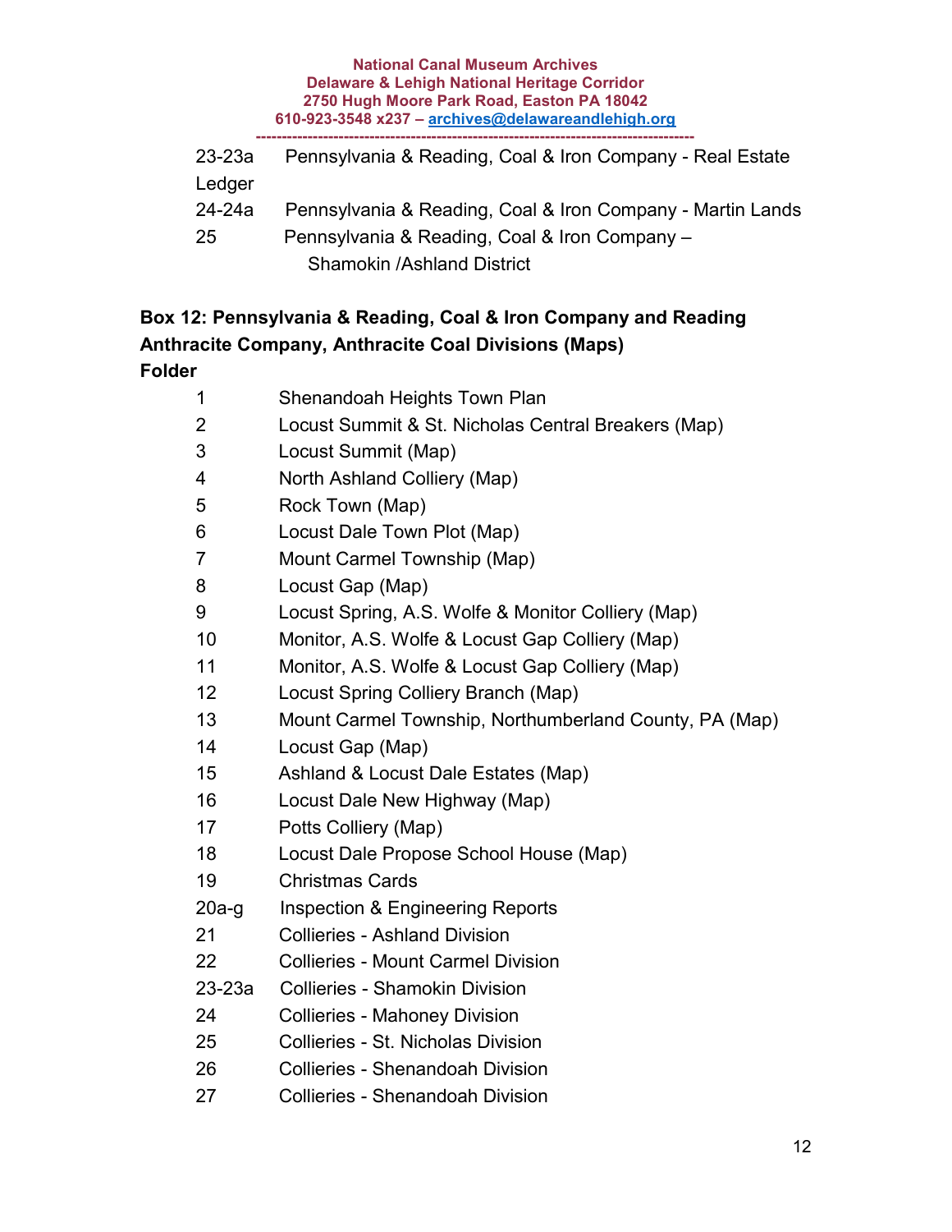| | |
|---|---|
| 23-23a | Pennsylvania & Reading, Coal & Iron Company - Real Estate Ledger |
| 24-24a | Pennsylvania & Reading, Coal & Iron Company - Martin Lands |
| 25 | Pennsylvania & Reading, Coal & Iron Company – Shamokin /Ashland District |

**Box 12: Pennsylvania & Reading, Coal & Iron Company and Reading Anthracite Company, Anthracite Coal Divisions (Maps)**

**Folder**

| | |
|---|---|
| 1 | Shenandoah Heights Town Plan |
| 2 | Locust Summit & St. Nicholas Central Breakers (Map) |
| 3 | Locust Summit (Map) |
| 4 | North Ashland Colliery (Map) |
| 5 | Rock Town (Map) |
| 6 | Locust Dale Town Plot (Map) |
| 7 | Mount Carmel Township (Map) |
| 8 | Locust Gap (Map) |
| 9 | Locust Spring, A.S. Wolfe & Monitor Colliery (Map) |
| 10 | Monitor, A.S. Wolfe & Locust Gap Colliery (Map) |
| 11 | Monitor, A.S. Wolfe & Locust Gap Colliery (Map) |
| 12 | Locust Spring Colliery Branch (Map) |
| 13 | Mount Carmel Township, Northumberland County, PA (Map) |
| 14 | Locust Gap (Map) |
| 15 | Ashland & Locust Dale Estates (Map) |
| 16 | Locust Dale New Highway (Map) |
| 17 | Potts Colliery (Map) |
| 18 | Locust Dale Propose School House (Map) |
| 19 | Christmas Cards |
| 20a-g | Inspection & Engineering Reports |
| 21 | Collieries - Ashland Division |
| 22 | Collieries - Mount Carmel Division |
| 23-23a | Collieries - Shamokin Division |
| 24 | Collieries - Mahoney Division |
| 25 | Collieries - St. Nicholas Division |
| 26 | Collieries - Shenandoah Division |
| 27 | Collieries - Shenandoah Division |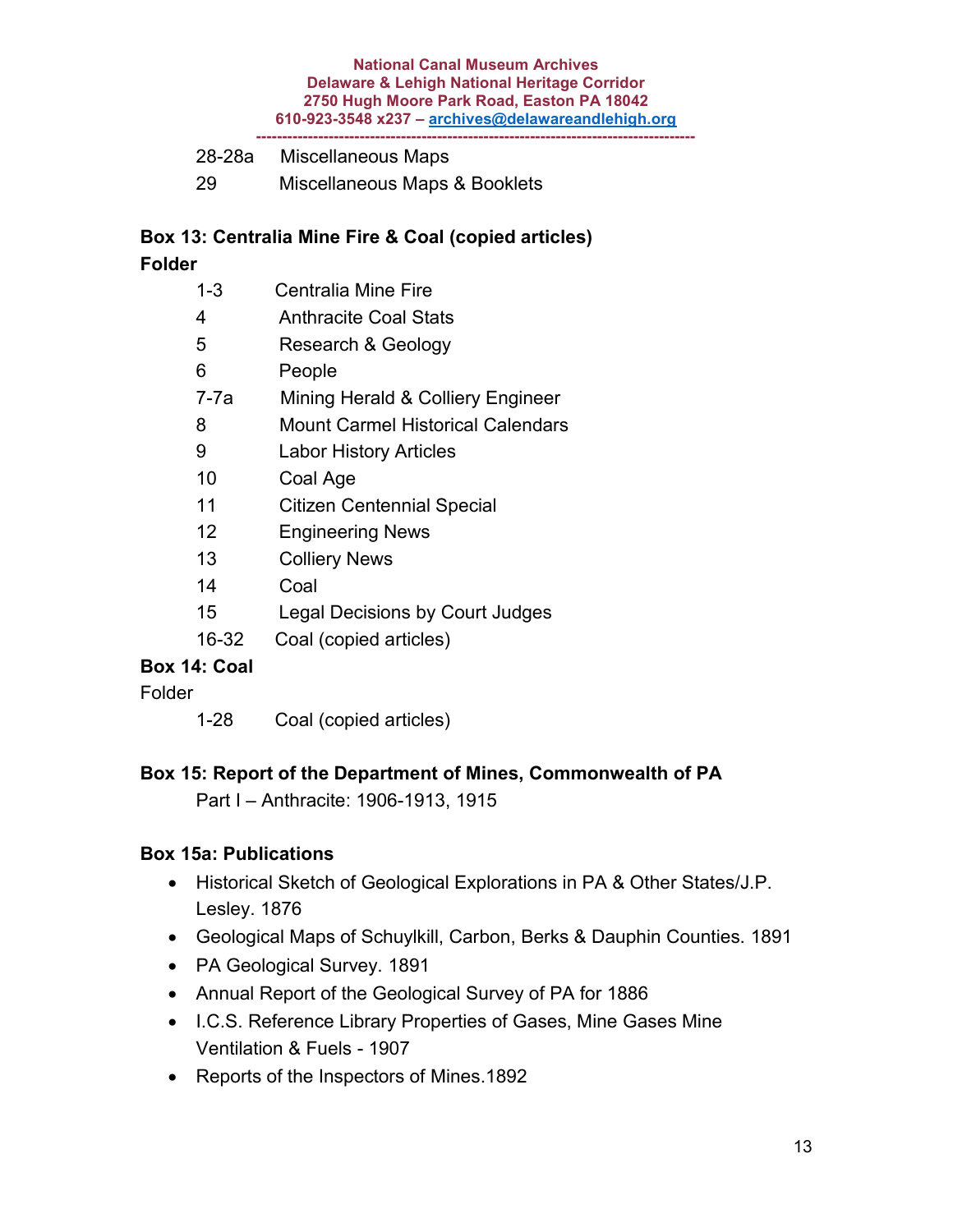| | |
|---|---|
| 28-28a | Miscellaneous Maps |
| 29 | Miscellaneous Maps & Booklets |

**Box 13: Centralia Mine Fire & Coal (copied articles)**

**Folder**

| | |
|---|---|
| 1-3 | Centralia Mine Fire |
| 4 | Anthracite Coal Stats |
| 5 | Research & Geology |
| 6 | People |
| 7-7a | Mining Herald & Colliery Engineer |
| 8 | Mount Carmel Historical Calendars |
| 9 | Labor History Articles |
| 10 | Coal Age |
| 11 | Citizen Centennial Special |
| 12 | Engineering News |
| 13 | Colliery News |
| 14 | Coal |
| 15 | Legal Decisions by Court Judges |
| 16-32 | Coal (copied articles) |

**Box 14: Coal**

Folder

| | |
|---|---|
| 1-28 | Coal (copied articles) |

**Box 15: Report of the Department of Mines, Commonwealth of PA**

Part I – Anthracite: 1906-1913, 1915

**Box 15a: Publications**

- Historical Sketch of Geological Explorations in PA & Other States/J.P. Lesley. 1876
- Geological Maps of Schuylkill, Carbon, Berks & Dauphin Counties. 1891
- PA Geological Survey. 1891
- Annual Report of the Geological Survey of PA for 1886
- I.C.S. Reference Library Properties of Gases, Mine Gases Mine Ventilation & Fuels - 1907
- Reports of the Inspectors of Mines.1892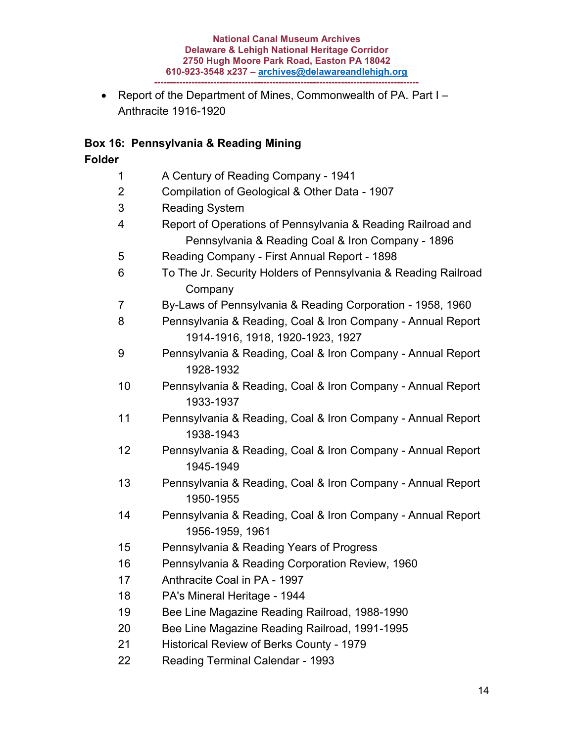- Report of the Department of Mines, Commonwealth of PA. Part I – Anthracite 1916-1920

**Box 16: Pennsylvania & Reading Mining**

**Folder**

| | |
|---|---|
| 1 | A Century of Reading Company - 1941 |
| 2 | Compilation of Geological & Other Data - 1907 |
| 3 | Reading System |
| 4 | Report of Operations of Pennsylvania & Reading Railroad and Pennsylvania & Reading Coal & Iron Company - 1896 |
| 5 | Reading Company - First Annual Report - 1898 |
| 6 | To The Jr. Security Holders of Pennsylvania & Reading Railroad Company |
| 7 | By-Laws of Pennsylvania & Reading Corporation - 1958, 1960 |
| 8 | Pennsylvania & Reading, Coal & Iron Company - Annual Report 1914-1916, 1918, 1920-1923, 1927 |
| 9 | Pennsylvania & Reading, Coal & Iron Company - Annual Report 1928-1932 |
| 10 | Pennsylvania & Reading, Coal & Iron Company - Annual Report 1933-1937 |
| 11 | Pennsylvania & Reading, Coal & Iron Company - Annual Report 1938-1943 |
| 12 | Pennsylvania & Reading, Coal & Iron Company - Annual Report 1945-1949 |
| 13 | Pennsylvania & Reading, Coal & Iron Company - Annual Report 1950-1955 |
| 14 | Pennsylvania & Reading, Coal & Iron Company - Annual Report 1956-1959, 1961 |
| 15 | Pennsylvania & Reading Years of Progress |
| 16 | Pennsylvania & Reading Corporation Review, 1960 |
| 17 | Anthracite Coal in PA - 1997 |
| 18 | PA's Mineral Heritage - 1944 |
| 19 | Bee Line Magazine Reading Railroad, 1988-1990 |
| 20 | Bee Line Magazine Reading Railroad, 1991-1995 |
| 21 | Historical Review of Berks County - 1979 |
| 22 | Reading Terminal Calendar - 1993 |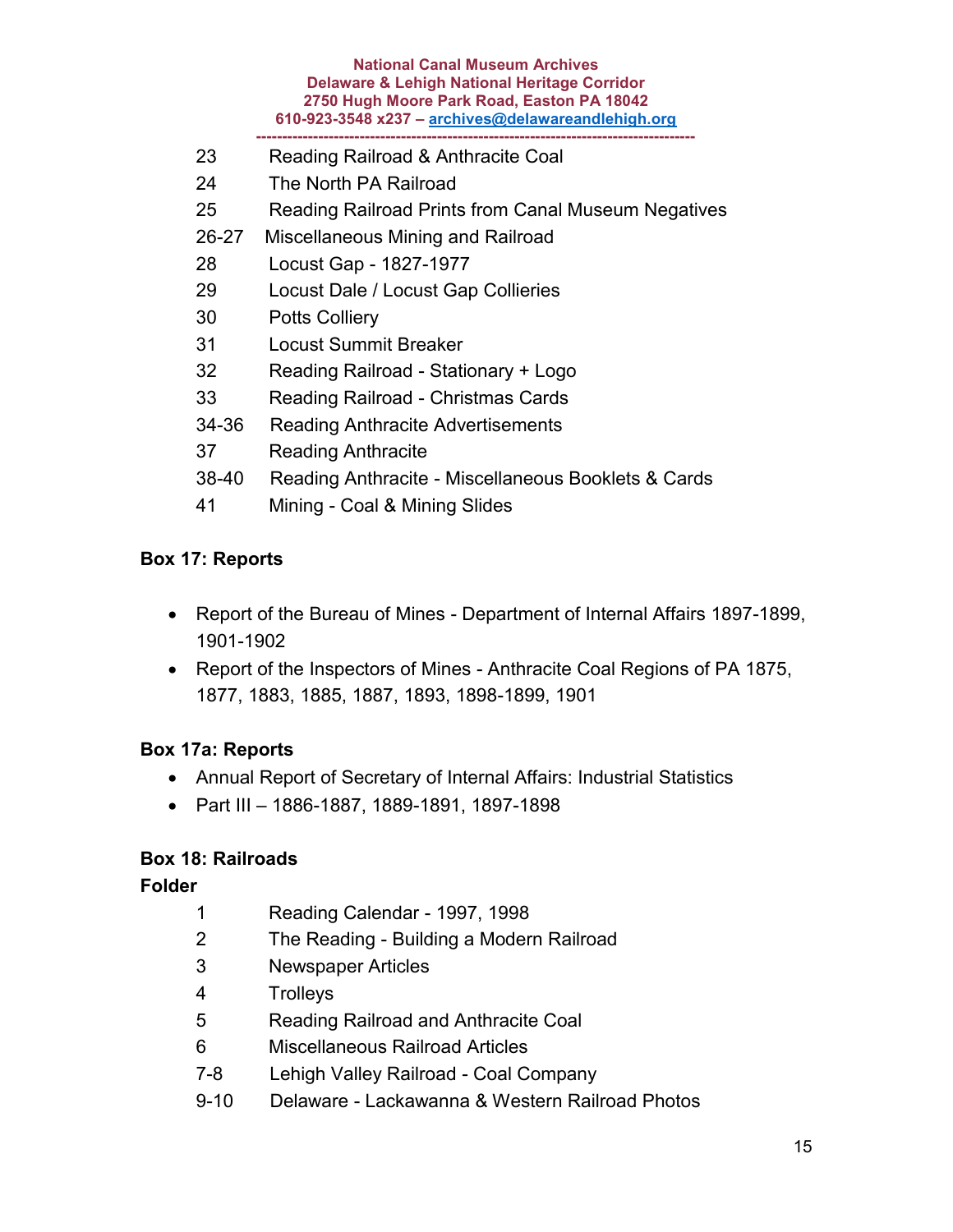| | |
|---|---|
| 23 | Reading Railroad & Anthracite Coal |
| 24 | The North PA Railroad |
| 25 | Reading Railroad Prints from Canal Museum Negatives |
| 26-27 | Miscellaneous Mining and Railroad |
| 28 | Locust Gap - 1827-1977 |
| 29 | Locust Dale / Locust Gap Collieries |
| 30 | Potts Colliery |
| 31 | Locust Summit Breaker |
| 32 | Reading Railroad - Stationary + Logo |
| 33 | Reading Railroad - Christmas Cards |
| 34-36 | Reading Anthracite Advertisements |
| 37 | Reading Anthracite |
| 38-40 | Reading Anthracite - Miscellaneous Booklets & Cards |
| 41 | Mining - Coal & Mining Slides |

**Box 17: Reports**

- Report of the Bureau of Mines - Department of Internal Affairs 1897-1899, 1901-1902
- Report of the Inspectors of Mines - Anthracite Coal Regions of PA 1875, 1877, 1883, 1885, 1887, 1893, 1898-1899, 1901

**Box 17a: Reports**

- Annual Report of Secretary of Internal Affairs: Industrial Statistics
- Part III – 1886-1887, 1889-1891, 1897-1898

**Box 18: Railroads**

**Folder**

| | |
|---|---|
| 1 | Reading Calendar - 1997, 1998 |
| 2 | The Reading - Building a Modern Railroad |
| 3 | Newspaper Articles |
| 4 | Trolleys |
| 5 | Reading Railroad and Anthracite Coal |
| 6 | Miscellaneous Railroad Articles |
| 7-8 | Lehigh Valley Railroad - Coal Company |
| 9-10 | Delaware - Lackawanna & Western Railroad Photos |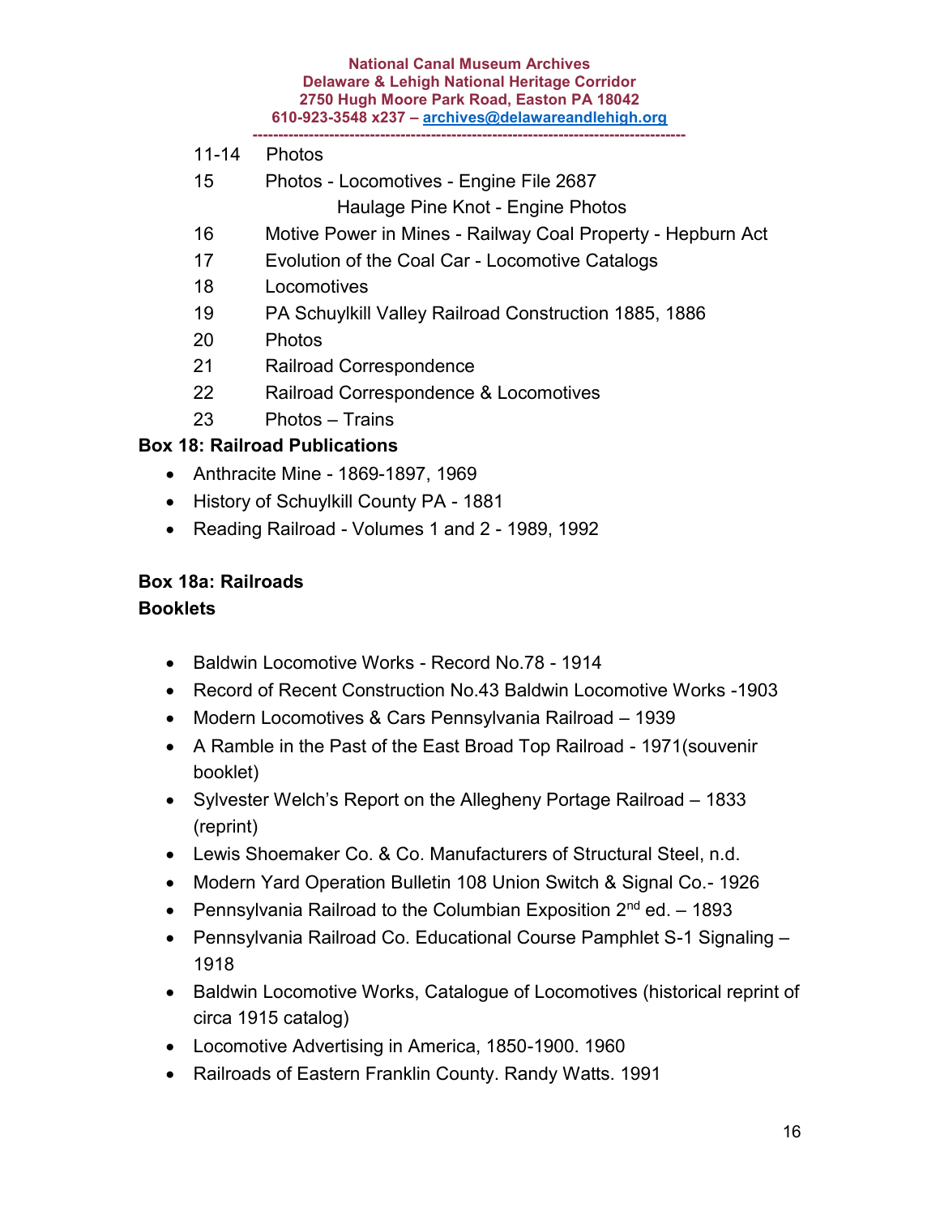| | |
|---|---|
| 11-14 | Photos |
| 15 | Photos - Locomotives - Engine File 2687<br>Haulage Pine Knot - Engine Photos |
| 16 | Motive Power in Mines - Railway Coal Property - Hepburn Act |
| 17 | Evolution of the Coal Car - Locomotive Catalogs |
| 18 | Locomotives |
| 19 | PA Schuylkill Valley Railroad Construction 1885, 1886 |
| 20 | Photos |
| 21 | Railroad Correspondence |
| 22 | Railroad Correspondence & Locomotives |
| 23 | Photos – Trains |

**Box 18: Railroad Publications**

- Anthracite Mine - 1869-1897, 1969
- History of Schuylkill County PA - 1881
- Reading Railroad - Volumes 1 and 2 - 1989, 1992

**Box 18a: Railroads**

**Booklets**

- Baldwin Locomotive Works - Record No.78 - 1914
- Record of Recent Construction No.43 Baldwin Locomotive Works -1903
- Modern Locomotives & Cars Pennsylvania Railroad – 1939
- A Ramble in the Past of the East Broad Top Railroad - 1971(souvenir booklet)
- Sylvester Welch's Report on the Allegheny Portage Railroad – 1833 (reprint)
- Lewis Shoemaker Co. & Co. Manufacturers of Structural Steel, n.d.
- Modern Yard Operation Bulletin 108 Union Switch & Signal Co.- 1926
- Pennsylvania Railroad to the Columbian Exposition 2nd ed. – 1893
- Pennsylvania Railroad Co. Educational Course Pamphlet S-1 Signaling – 1918
- Baldwin Locomotive Works, Catalogue of Locomotives (historical reprint of circa 1915 catalog)
- Locomotive Advertising in America, 1850-1900. 1960
- Railroads of Eastern Franklin County. Randy Watts. 1991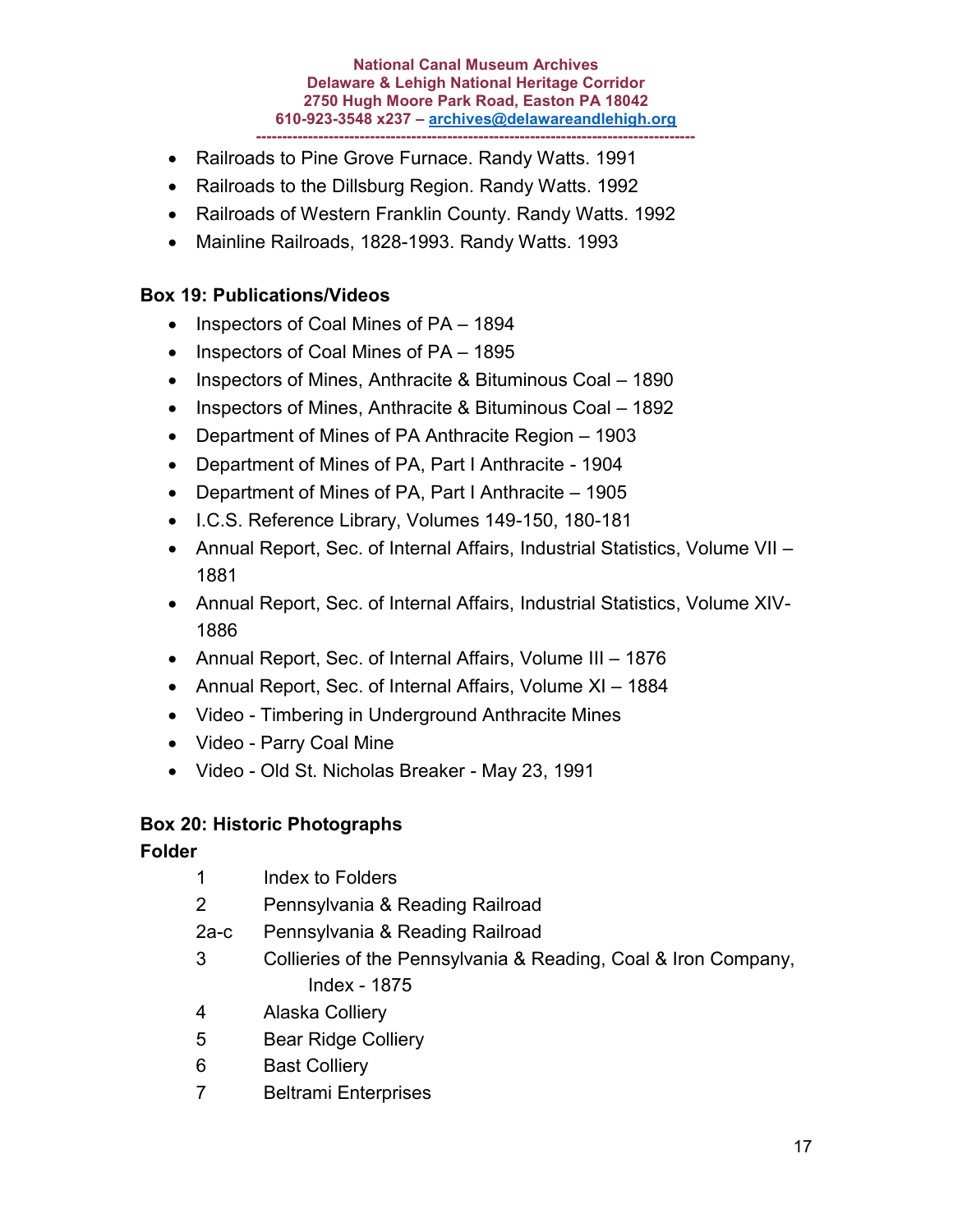- Railroads to Pine Grove Furnace. Randy Watts. 1991
- Railroads to the Dillsburg Region. Randy Watts. 1992
- Railroads of Western Franklin County. Randy Watts. 1992
- Mainline Railroads, 1828-1993. Randy Watts. 1993

**Box 19: Publications/Videos**

- Inspectors of Coal Mines of PA – 1894
- Inspectors of Coal Mines of PA – 1895
- Inspectors of Mines, Anthracite & Bituminous Coal – 1890
- Inspectors of Mines, Anthracite & Bituminous Coal – 1892
- Department of Mines of PA Anthracite Region – 1903
- Department of Mines of PA, Part I Anthracite - 1904
- Department of Mines of PA, Part I Anthracite – 1905
- I.C.S. Reference Library, Volumes 149-150, 180-181
- Annual Report, Sec. of Internal Affairs, Industrial Statistics, Volume VII – 1881
- Annual Report, Sec. of Internal Affairs, Industrial Statistics, Volume XIV-1886
- Annual Report, Sec. of Internal Affairs, Volume III – 1876
- Annual Report, Sec. of Internal Affairs, Volume XI – 1884
- Video - Timbering in Underground Anthracite Mines
- Video - Parry Coal Mine
- Video - Old St. Nicholas Breaker - May 23, 1991

**Box 20: Historic Photographs**

**Folder**

| | |
|---|---|
| 1 | Index to Folders |
| 2 | Pennsylvania & Reading Railroad |
| 2a-c | Pennsylvania & Reading Railroad |
| 3 | Collieries of the Pennsylvania & Reading, Coal & Iron Company, Index - 1875 |
| 4 | Alaska Colliery |
| 5 | Bear Ridge Colliery |
| 6 | Bast Colliery |
| 7 | Beltrami Enterprises |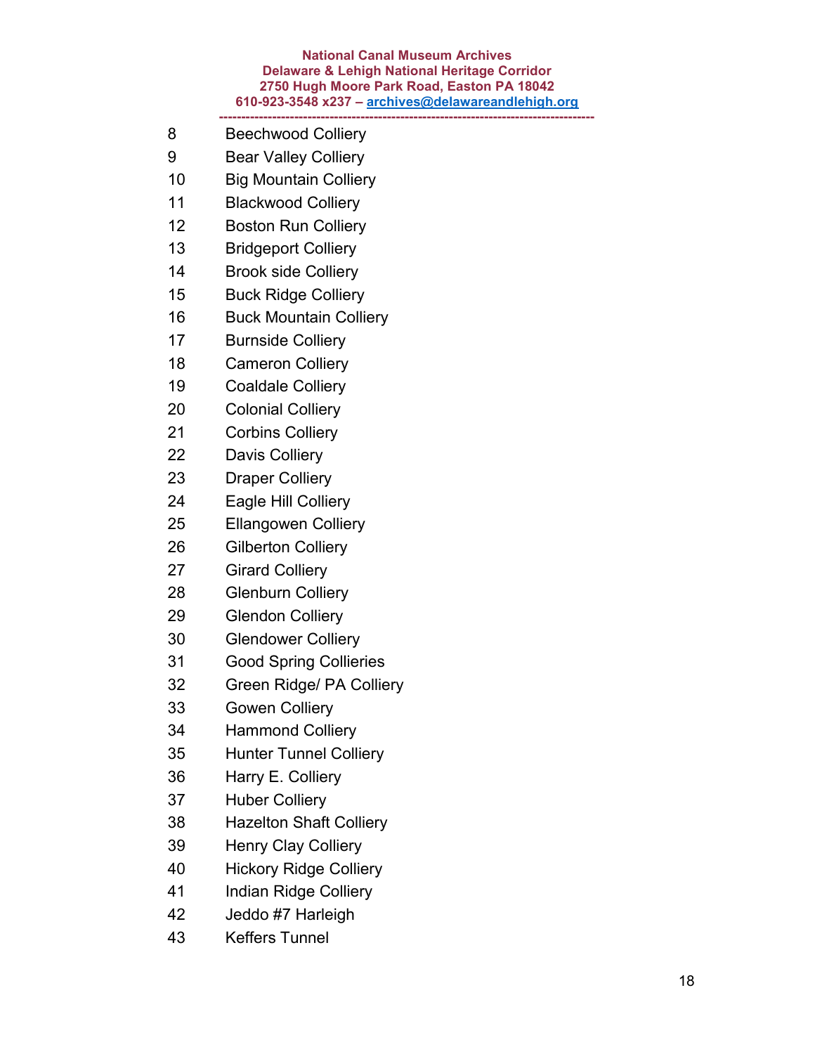8 Beechwood Colliery
9 Bear Valley Colliery
10 Big Mountain Colliery
11 Blackwood Colliery
12 Boston Run Colliery
13 Bridgeport Colliery
14 Brook side Colliery
15 Buck Ridge Colliery
16 Buck Mountain Colliery
17 Burnside Colliery
18 Cameron Colliery
19 Coaldale Colliery
20 Colonial Colliery
21 Corbins Colliery
22 Davis Colliery
23 Draper Colliery
24 Eagle Hill Colliery
25 Ellangowen Colliery
26 Gilberton Colliery
27 Girard Colliery
28 Glenburn Colliery
29 Glendon Colliery
30 Glendower Colliery
31 Good Spring Collieries
32 Green Ridge/ PA Colliery
33 Gowen Colliery
34 Hammond Colliery
35 Hunter Tunnel Colliery
36 Harry E. Colliery
37 Huber Colliery
38 Hazelton Shaft Colliery
39 Henry Clay Colliery
40 Hickory Ridge Colliery
41 Indian Ridge Colliery
42 Jeddo #7 Harleigh
43 Keffers Tunnel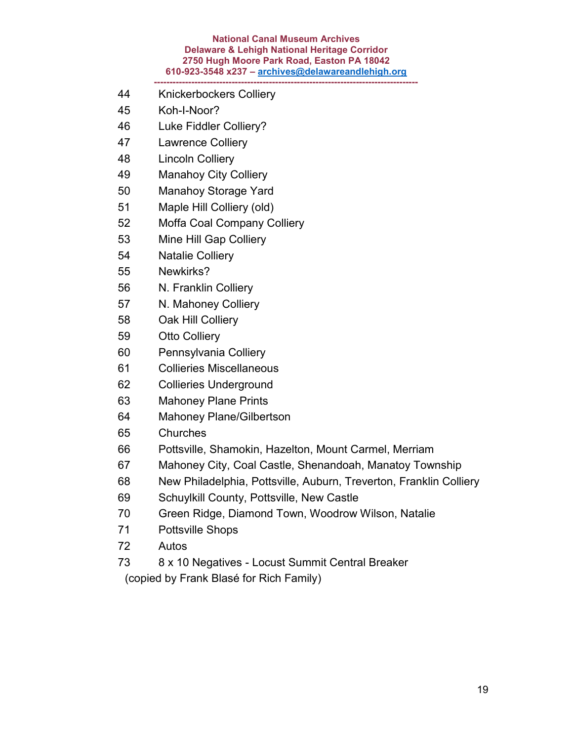44 Knickerbockers Colliery
45 Koh-I-Noor?
46 Luke Fiddler Colliery?
47 Lawrence Colliery
48 Lincoln Colliery
49 Manahoy City Colliery
50 Manahoy Storage Yard
51 Maple Hill Colliery (old)
52 Moffa Coal Company Colliery
53 Mine Hill Gap Colliery
54 Natalie Colliery
55 Newkirks?
56 N. Franklin Colliery
57 N. Mahoney Colliery
58 Oak Hill Colliery
59 Otto Colliery
60 Pennsylvania Colliery
61 Collieries Miscellaneous
62 Collieries Underground
63 Mahoney Plane Prints
64 Mahoney Plane/Gilbertson
65 Churches
66 Pottsville, Shamokin, Hazelton, Mount Carmel, Merriam
67 Mahoney City, Coal Castle, Shenandoah, Manatoy Township
68 New Philadelphia, Pottsville, Auburn, Treverton, Franklin Colliery
69 Schuylkill County, Pottsville, New Castle
70 Green Ridge, Diamond Town, Woodrow Wilson, Natalie
71 Pottsville Shops
72 Autos
73 8 x 10 Negatives - Locust Summit Central Breaker

(copied by Frank Blasé for Rich Family)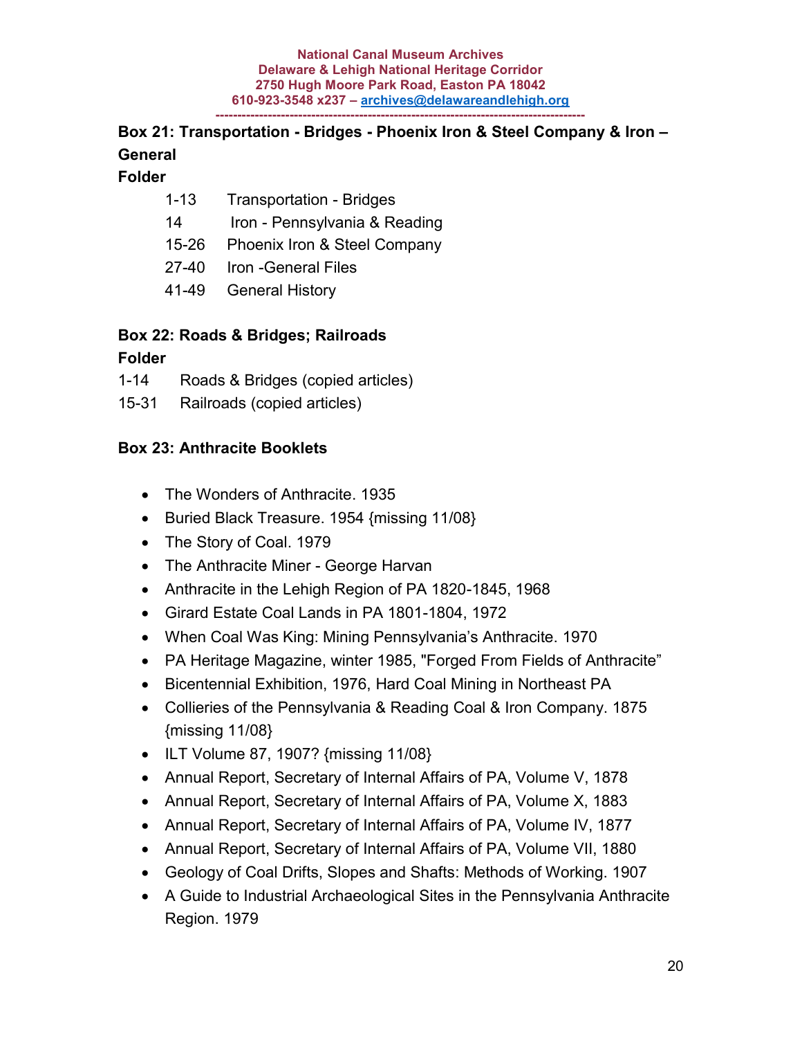National Canal Museum Archives
Delaware & Lehigh National Heritage Corridor
2750 Hugh Moore Park Road, Easton PA 18042
610-923-3548 x237 – archives@delawareandlehigh.org

---

## Box 21: Transportation - Bridges - Phoenix Iron & Steel Company & Iron – General

**Folder**

| | |
|---|---|
| 1-13 | Transportation - Bridges |
| 14 | Iron - Pennsylvania & Reading |
| 15-26 | Phoenix Iron & Steel Company |
| 27-40 | Iron -General Files |
| 41-49 | General History |

## Box 22: Roads & Bridges; Railroads

**Folder**

| | |
|---|---|
| 1-14 | Roads & Bridges (copied articles) |
| 15-31 | Railroads (copied articles) |

## Box 23: Anthracite Booklets

- The Wonders of Anthracite. 1935
- Buried Black Treasure. 1954 {missing 11/08}
- The Story of Coal. 1979
- The Anthracite Miner - George Harvan
- Anthracite in the Lehigh Region of PA 1820-1845, 1968
- Girard Estate Coal Lands in PA 1801-1804, 1972
- When Coal Was King: Mining Pennsylvania's Anthracite. 1970
- PA Heritage Magazine, winter 1985, "Forged From Fields of Anthracite"
- Bicentennial Exhibition, 1976, Hard Coal Mining in Northeast PA
- Collieries of the Pennsylvania & Reading Coal & Iron Company. 1875 {missing 11/08}
- ILT Volume 87, 1907? {missing 11/08}
- Annual Report, Secretary of Internal Affairs of PA, Volume V, 1878
- Annual Report, Secretary of Internal Affairs of PA, Volume X, 1883
- Annual Report, Secretary of Internal Affairs of PA, Volume IV, 1877
- Annual Report, Secretary of Internal Affairs of PA, Volume VII, 1880
- Geology of Coal Drifts, Slopes and Shafts: Methods of Working. 1907
- A Guide to Industrial Archaeological Sites in the Pennsylvania Anthracite Region. 1979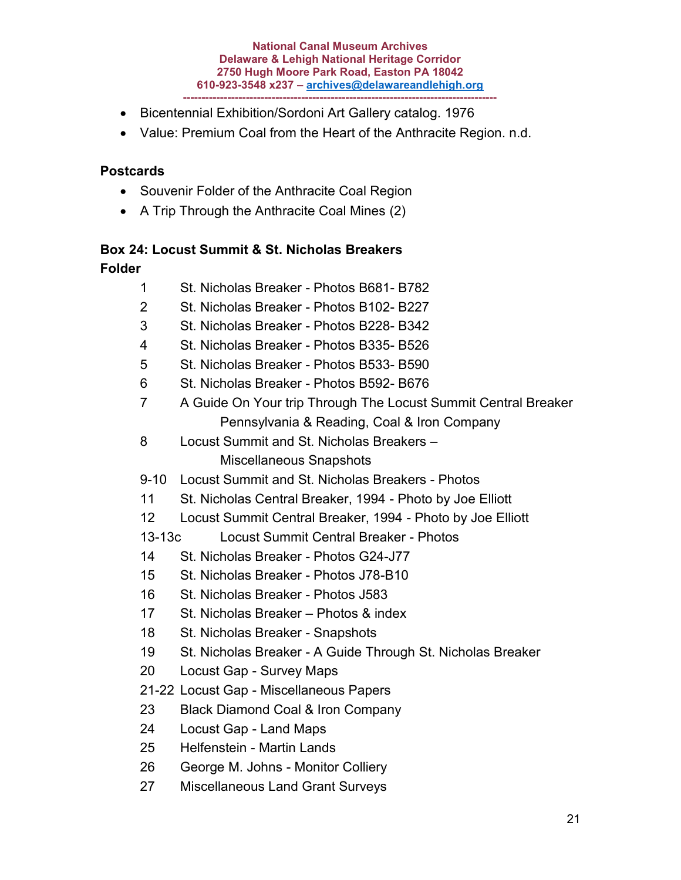- Bicentennial Exhibition/Sordoni Art Gallery catalog. 1976
- Value: Premium Coal from the Heart of the Anthracite Region. n.d.

**Postcards**

- Souvenir Folder of the Anthracite Coal Region
- A Trip Through the Anthracite Coal Mines (2)

**Box 24: Locust Summit & St. Nicholas Breakers**

| Folder | |
|---|---|
| 1 | St. Nicholas Breaker - Photos B681- B782 |
| 2 | St. Nicholas Breaker - Photos B102- B227 |
| 3 | St. Nicholas Breaker - Photos B228- B342 |
| 4 | St. Nicholas Breaker - Photos B335- B526 |
| 5 | St. Nicholas Breaker - Photos B533- B590 |
| 6 | St. Nicholas Breaker - Photos B592- B676 |
| 7 | A Guide On Your trip Through The Locust Summit Central Breaker Pennsylvania & Reading, Coal & Iron Company |
| 8 | Locust Summit and St. Nicholas Breakers – Miscellaneous Snapshots |
| 9-10 | Locust Summit and St. Nicholas Breakers - Photos |
| 11 | St. Nicholas Central Breaker, 1994 - Photo by Joe Elliott |
| 12 | Locust Summit Central Breaker, 1994 - Photo by Joe Elliott |
| 13-13c | Locust Summit Central Breaker - Photos |
| 14 | St. Nicholas Breaker - Photos G24-J77 |
| 15 | St. Nicholas Breaker - Photos J78-B10 |
| 16 | St. Nicholas Breaker - Photos J583 |
| 17 | St. Nicholas Breaker – Photos & index |
| 18 | St. Nicholas Breaker - Snapshots |
| 19 | St. Nicholas Breaker - A Guide Through St. Nicholas Breaker |
| 20 | Locust Gap - Survey Maps |
| 21-22 | Locust Gap - Miscellaneous Papers |
| 23 | Black Diamond Coal & Iron Company |
| 24 | Locust Gap - Land Maps |
| 25 | Helfenstein - Martin Lands |
| 26 | George M. Johns - Monitor Colliery |
| 27 | Miscellaneous Land Grant Surveys |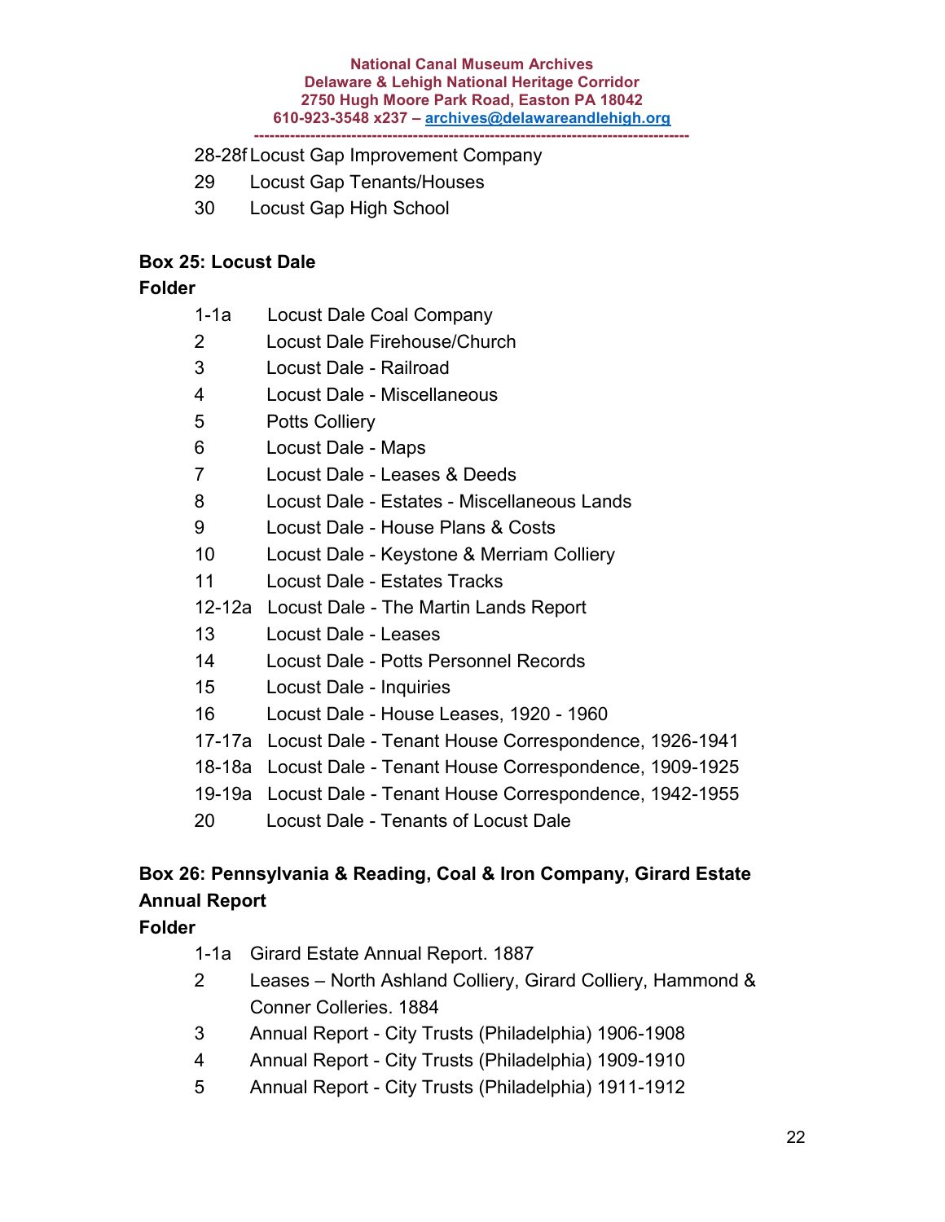28-28f Locust Gap Improvement Company
29 Locust Gap Tenants/Houses
30 Locust Gap High School

**Box 25: Locust Dale**

**Folder**

| | |
|---|---|
| 1-1a | Locust Dale Coal Company |
| 2 | Locust Dale Firehouse/Church |
| 3 | Locust Dale - Railroad |
| 4 | Locust Dale - Miscellaneous |
| 5 | Potts Colliery |
| 6 | Locust Dale - Maps |
| 7 | Locust Dale - Leases & Deeds |
| 8 | Locust Dale - Estates - Miscellaneous Lands |
| 9 | Locust Dale - House Plans & Costs |
| 10 | Locust Dale - Keystone & Merriam Colliery |
| 11 | Locust Dale - Estates Tracks |
| 12-12a | Locust Dale - The Martin Lands Report |
| 13 | Locust Dale - Leases |
| 14 | Locust Dale - Potts Personnel Records |
| 15 | Locust Dale - Inquiries |
| 16 | Locust Dale - House Leases, 1920 - 1960 |
| 17-17a | Locust Dale - Tenant House Correspondence, 1926-1941 |
| 18-18a | Locust Dale - Tenant House Correspondence, 1909-1925 |
| 19-19a | Locust Dale - Tenant House Correspondence, 1942-1955 |
| 20 | Locust Dale - Tenants of Locust Dale |

**Box 26: Pennsylvania & Reading, Coal & Iron Company, Girard Estate Annual Report**

**Folder**

| | |
|---|---|
| 1-1a | Girard Estate Annual Report. 1887 |
| 2 | Leases – North Ashland Colliery, Girard Colliery, Hammond & Conner Colleries. 1884 |
| 3 | Annual Report - City Trusts (Philadelphia) 1906-1908 |
| 4 | Annual Report - City Trusts (Philadelphia) 1909-1910 |
| 5 | Annual Report - City Trusts (Philadelphia) 1911-1912 |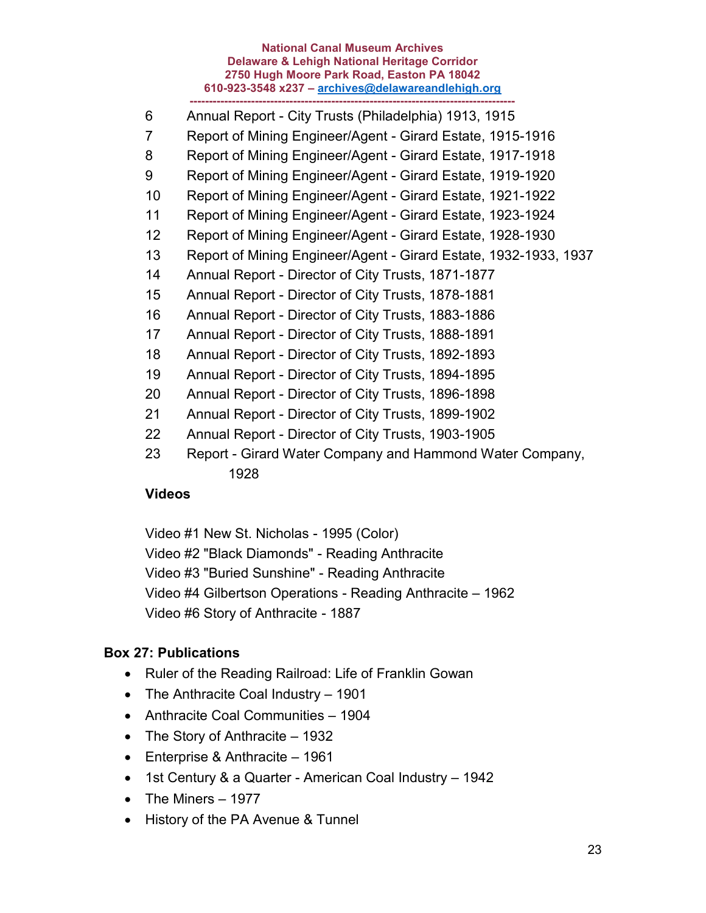6 Annual Report - City Trusts (Philadelphia) 1913, 1915
7 Report of Mining Engineer/Agent - Girard Estate, 1915-1916
8 Report of Mining Engineer/Agent - Girard Estate, 1917-1918
9 Report of Mining Engineer/Agent - Girard Estate, 1919-1920
10 Report of Mining Engineer/Agent - Girard Estate, 1921-1922
11 Report of Mining Engineer/Agent - Girard Estate, 1923-1924
12 Report of Mining Engineer/Agent - Girard Estate, 1928-1930
13 Report of Mining Engineer/Agent - Girard Estate, 1932-1933, 1937
14 Annual Report - Director of City Trusts, 1871-1877
15 Annual Report - Director of City Trusts, 1878-1881
16 Annual Report - Director of City Trusts, 1883-1886
17 Annual Report - Director of City Trusts, 1888-1891
18 Annual Report - Director of City Trusts, 1892-1893
19 Annual Report - Director of City Trusts, 1894-1895
20 Annual Report - Director of City Trusts, 1896-1898
21 Annual Report - Director of City Trusts, 1899-1902
22 Annual Report - Director of City Trusts, 1903-1905
23 Report - Girard Water Company and Hammond Water Company, 1928

**Videos**

Video #1 New St. Nicholas - 1995 (Color)
Video #2 "Black Diamonds" - Reading Anthracite
Video #3 "Buried Sunshine" - Reading Anthracite
Video #4 Gilbertson Operations - Reading Anthracite – 1962
Video #6 Story of Anthracite - 1887

**Box 27: Publications**

- Ruler of the Reading Railroad: Life of Franklin Gowan
- The Anthracite Coal Industry – 1901
- Anthracite Coal Communities – 1904
- The Story of Anthracite – 1932
- Enterprise & Anthracite – 1961
- 1st Century & a Quarter - American Coal Industry – 1942
- The Miners – 1977
- History of the PA Avenue & Tunnel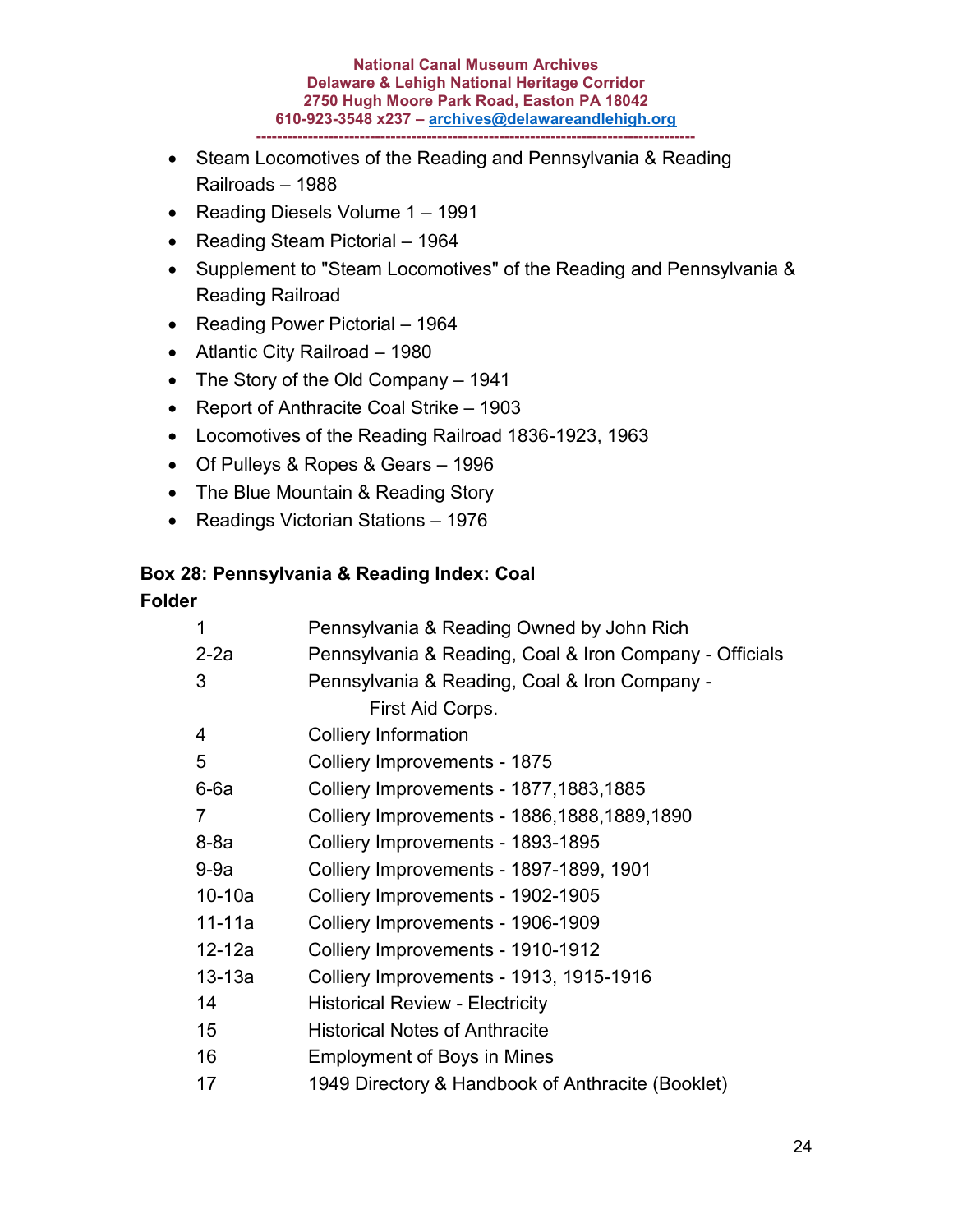- Steam Locomotives of the Reading and Pennsylvania & Reading Railroads – 1988
- Reading Diesels Volume 1 – 1991
- Reading Steam Pictorial – 1964
- Supplement to "Steam Locomotives" of the Reading and Pennsylvania & Reading Railroad
- Reading Power Pictorial – 1964
- Atlantic City Railroad – 1980
- The Story of the Old Company – 1941
- Report of Anthracite Coal Strike – 1903
- Locomotives of the Reading Railroad 1836-1923, 1963
- Of Pulleys & Ropes & Gears – 1996
- The Blue Mountain & Reading Story
- Readings Victorian Stations – 1976

**Box 28: Pennsylvania & Reading Index: Coal**

| Folder | |
|---|---|
| 1 | Pennsylvania & Reading Owned by John Rich |
| 2-2a | Pennsylvania & Reading, Coal & Iron Company - Officials |
| 3 | Pennsylvania & Reading, Coal & Iron Company - First Aid Corps. |
| 4 | Colliery Information |
| 5 | Colliery Improvements - 1875 |
| 6-6a | Colliery Improvements - 1877,1883,1885 |
| 7 | Colliery Improvements - 1886,1888,1889,1890 |
| 8-8a | Colliery Improvements - 1893-1895 |
| 9-9a | Colliery Improvements - 1897-1899, 1901 |
| 10-10a | Colliery Improvements - 1902-1905 |
| 11-11a | Colliery Improvements - 1906-1909 |
| 12-12a | Colliery Improvements - 1910-1912 |
| 13-13a | Colliery Improvements - 1913, 1915-1916 |
| 14 | Historical Review - Electricity |
| 15 | Historical Notes of Anthracite |
| 16 | Employment of Boys in Mines |
| 17 | 1949 Directory & Handbook of Anthracite (Booklet) |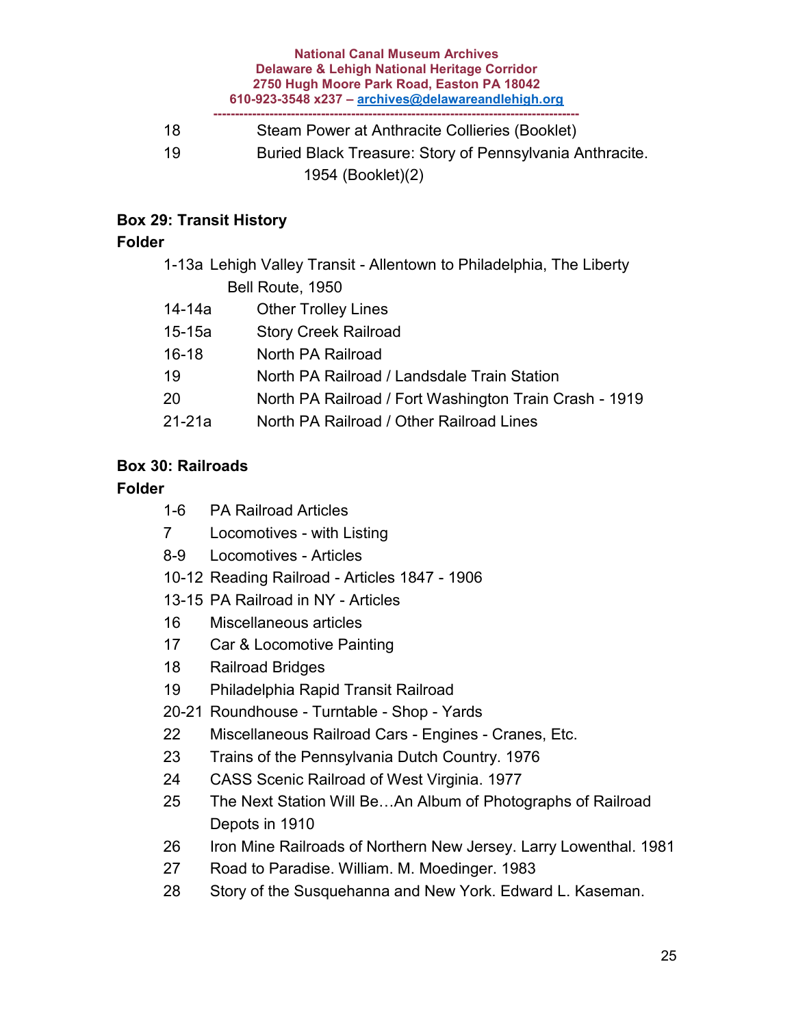18 Steam Power at Anthracite Collieries (Booklet)

19 Buried Black Treasure: Story of Pennsylvania Anthracite. 1954 (Booklet)(2)

**Box 29: Transit History**

**Folder**

1-13a Lehigh Valley Transit - Allentown to Philadelphia, The Liberty Bell Route, 1950

14-14a Other Trolley Lines

15-15a Story Creek Railroad

16-18 North PA Railroad

19 North PA Railroad / Landsdale Train Station

20 North PA Railroad / Fort Washington Train Crash - 1919

21-21a North PA Railroad / Other Railroad Lines

**Box 30: Railroads**

**Folder**

1-6 PA Railroad Articles

7 Locomotives - with Listing

8-9 Locomotives - Articles

10-12 Reading Railroad - Articles 1847 - 1906

13-15 PA Railroad in NY - Articles

16 Miscellaneous articles

17 Car & Locomotive Painting

18 Railroad Bridges

19 Philadelphia Rapid Transit Railroad

20-21 Roundhouse - Turntable - Shop - Yards

22 Miscellaneous Railroad Cars - Engines - Cranes, Etc.

23 Trains of the Pennsylvania Dutch Country. 1976

24 CASS Scenic Railroad of West Virginia. 1977

25 The Next Station Will Be…An Album of Photographs of Railroad Depots in 1910

26 Iron Mine Railroads of Northern New Jersey. Larry Lowenthal. 1981

27 Road to Paradise. William. M. Moedinger. 1983

28 Story of the Susquehanna and New York. Edward L. Kaseman.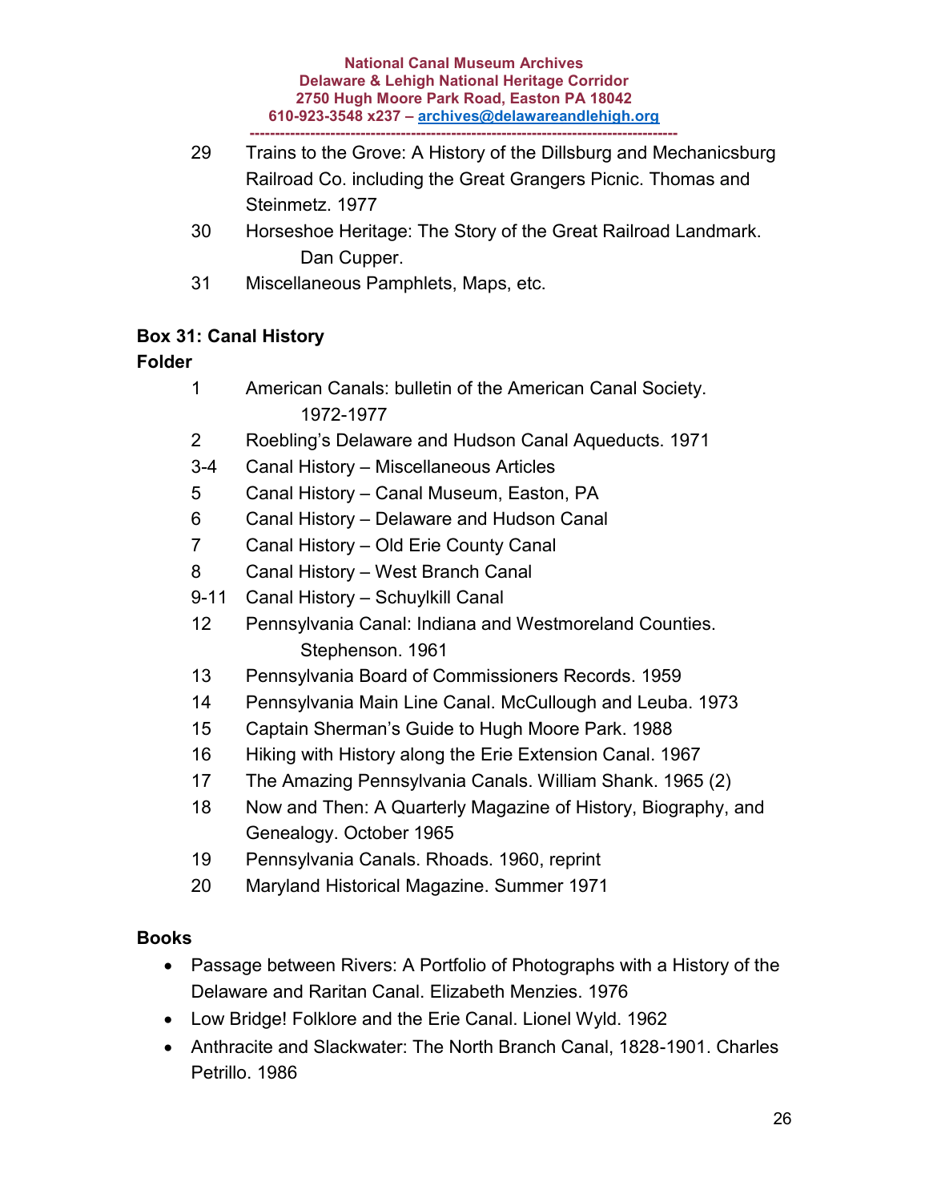29 Trains to the Grove: A History of the Dillsburg and Mechanicsburg Railroad Co. including the Great Grangers Picnic. Thomas and Steinmetz. 1977

30 Horseshoe Heritage: The Story of the Great Railroad Landmark. Dan Cupper.

31 Miscellaneous Pamphlets, Maps, etc.

**Box 31: Canal History**

**Folder**

1 American Canals: bulletin of the American Canal Society. 1972-1977

2 Roebling's Delaware and Hudson Canal Aqueducts. 1971

3-4 Canal History – Miscellaneous Articles

5 Canal History – Canal Museum, Easton, PA

6 Canal History – Delaware and Hudson Canal

7 Canal History – Old Erie County Canal

8 Canal History – West Branch Canal

9-11 Canal History – Schuylkill Canal

12 Pennsylvania Canal: Indiana and Westmoreland Counties. Stephenson. 1961

13 Pennsylvania Board of Commissioners Records. 1959

14 Pennsylvania Main Line Canal. McCullough and Leuba. 1973

15 Captain Sherman's Guide to Hugh Moore Park. 1988

16 Hiking with History along the Erie Extension Canal. 1967

17 The Amazing Pennsylvania Canals. William Shank. 1965 (2)

18 Now and Then: A Quarterly Magazine of History, Biography, and Genealogy. October 1965

19 Pennsylvania Canals. Rhoads. 1960, reprint

20 Maryland Historical Magazine. Summer 1971

**Books**

- Passage between Rivers: A Portfolio of Photographs with a History of the Delaware and Raritan Canal. Elizabeth Menzies. 1976
- Low Bridge! Folklore and the Erie Canal. Lionel Wyld. 1962
- Anthracite and Slackwater: The North Branch Canal, 1828-1901. Charles Petrillo. 1986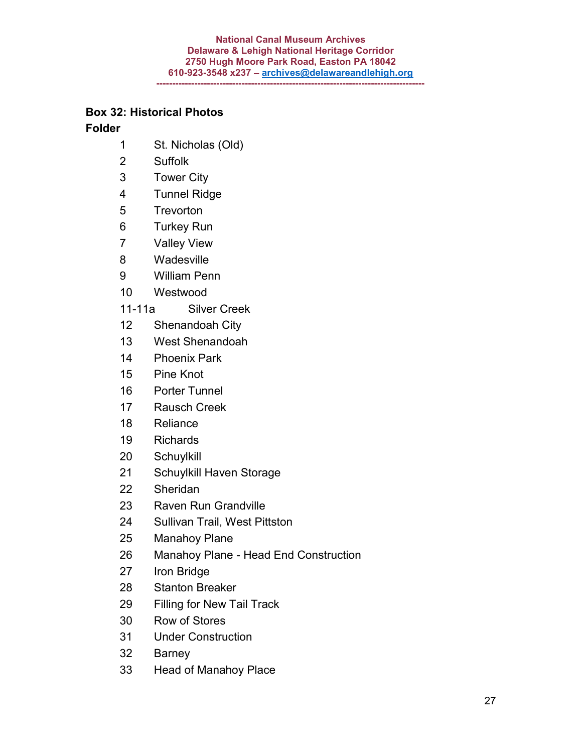National Canal Museum Archives
Delaware & Lehigh National Heritage Corridor
2750 Hugh Moore Park Road, Easton PA 18042
610-923-3548 x237 – archives@delawareandlehigh.org

---

**Box 32: Historical Photos**

**Folder**

| | |
|---|---|
| 1 | St. Nicholas (Old) |
| 2 | Suffolk |
| 3 | Tower City |
| 4 | Tunnel Ridge |
| 5 | Trevorton |
| 6 | Turkey Run |
| 7 | Valley View |
| 8 | Wadesville |
| 9 | William Penn |
| 10 | Westwood |
| 11-11a | Silver Creek |
| 12 | Shenandoah City |
| 13 | West Shenandoah |
| 14 | Phoenix Park |
| 15 | Pine Knot |
| 16 | Porter Tunnel |
| 17 | Rausch Creek |
| 18 | Reliance |
| 19 | Richards |
| 20 | Schuylkill |
| 21 | Schuylkill Haven Storage |
| 22 | Sheridan |
| 23 | Raven Run Grandville |
| 24 | Sullivan Trail, West Pittston |
| 25 | Manahoy Plane |
| 26 | Manahoy Plane - Head End Construction |
| 27 | Iron Bridge |
| 28 | Stanton Breaker |
| 29 | Filling for New Tail Track |
| 30 | Row of Stores |
| 31 | Under Construction |
| 32 | Barney |
| 33 | Head of Manahoy Place |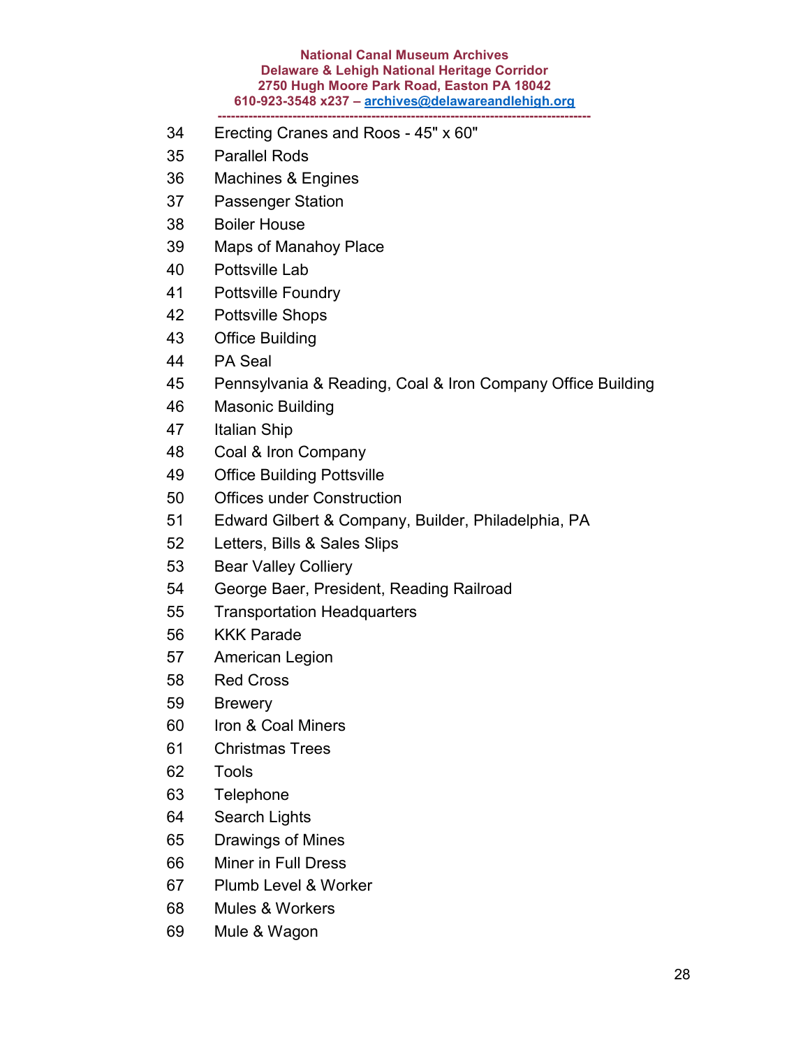34 Erecting Cranes and Roos - 45" x 60"
35 Parallel Rods
36 Machines & Engines
37 Passenger Station
38 Boiler House
39 Maps of Manahoy Place
40 Pottsville Lab
41 Pottsville Foundry
42 Pottsville Shops
43 Office Building
44 PA Seal
45 Pennsylvania & Reading, Coal & Iron Company Office Building
46 Masonic Building
47 Italian Ship
48 Coal & Iron Company
49 Office Building Pottsville
50 Offices under Construction
51 Edward Gilbert & Company, Builder, Philadelphia, PA
52 Letters, Bills & Sales Slips
53 Bear Valley Colliery
54 George Baer, President, Reading Railroad
55 Transportation Headquarters
56 KKK Parade
57 American Legion
58 Red Cross
59 Brewery
60 Iron & Coal Miners
61 Christmas Trees
62 Tools
63 Telephone
64 Search Lights
65 Drawings of Mines
66 Miner in Full Dress
67 Plumb Level & Worker
68 Mules & Workers
69 Mule & Wagon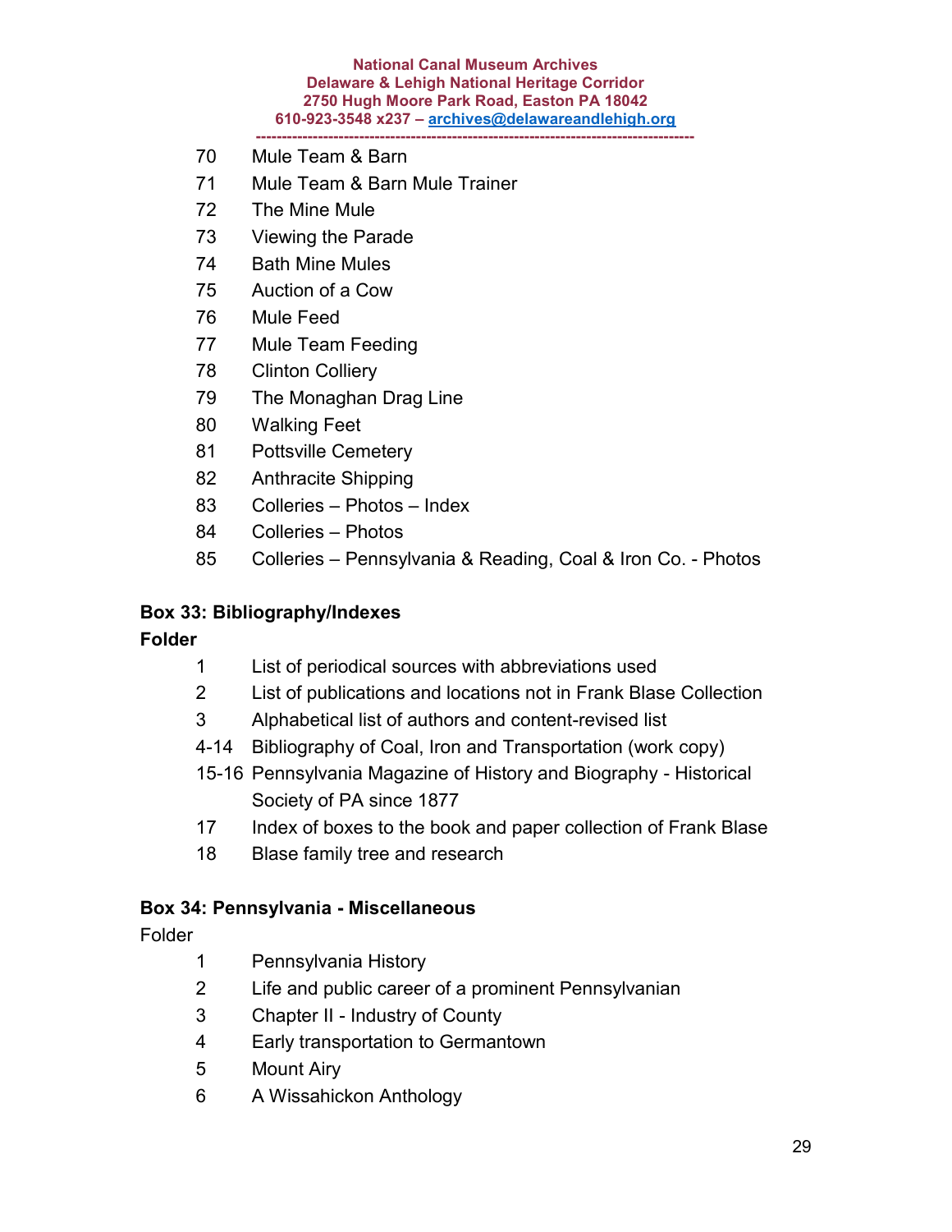70 Mule Team & Barn
71 Mule Team & Barn Mule Trainer
72 The Mine Mule
73 Viewing the Parade
74 Bath Mine Mules
75 Auction of a Cow
76 Mule Feed
77 Mule Team Feeding
78 Clinton Colliery
79 The Monaghan Drag Line
80 Walking Feet
81 Pottsville Cemetery
82 Anthracite Shipping
83 Colleries – Photos – Index
84 Colleries – Photos
85 Colleries – Pennsylvania & Reading, Coal & Iron Co. - Photos

**Box 33: Bibliography/Indexes**

**Folder**

1 List of periodical sources with abbreviations used
2 List of publications and locations not in Frank Blase Collection
3 Alphabetical list of authors and content-revised list
4-14 Bibliography of Coal, Iron and Transportation (work copy)
15-16 Pennsylvania Magazine of History and Biography - Historical Society of PA since 1877
17 Index of boxes to the book and paper collection of Frank Blase
18 Blase family tree and research

**Box 34: Pennsylvania - Miscellaneous**

Folder

1 Pennsylvania History
2 Life and public career of a prominent Pennsylvanian
3 Chapter II - Industry of County
4 Early transportation to Germantown
5 Mount Airy
6 A Wissahickon Anthology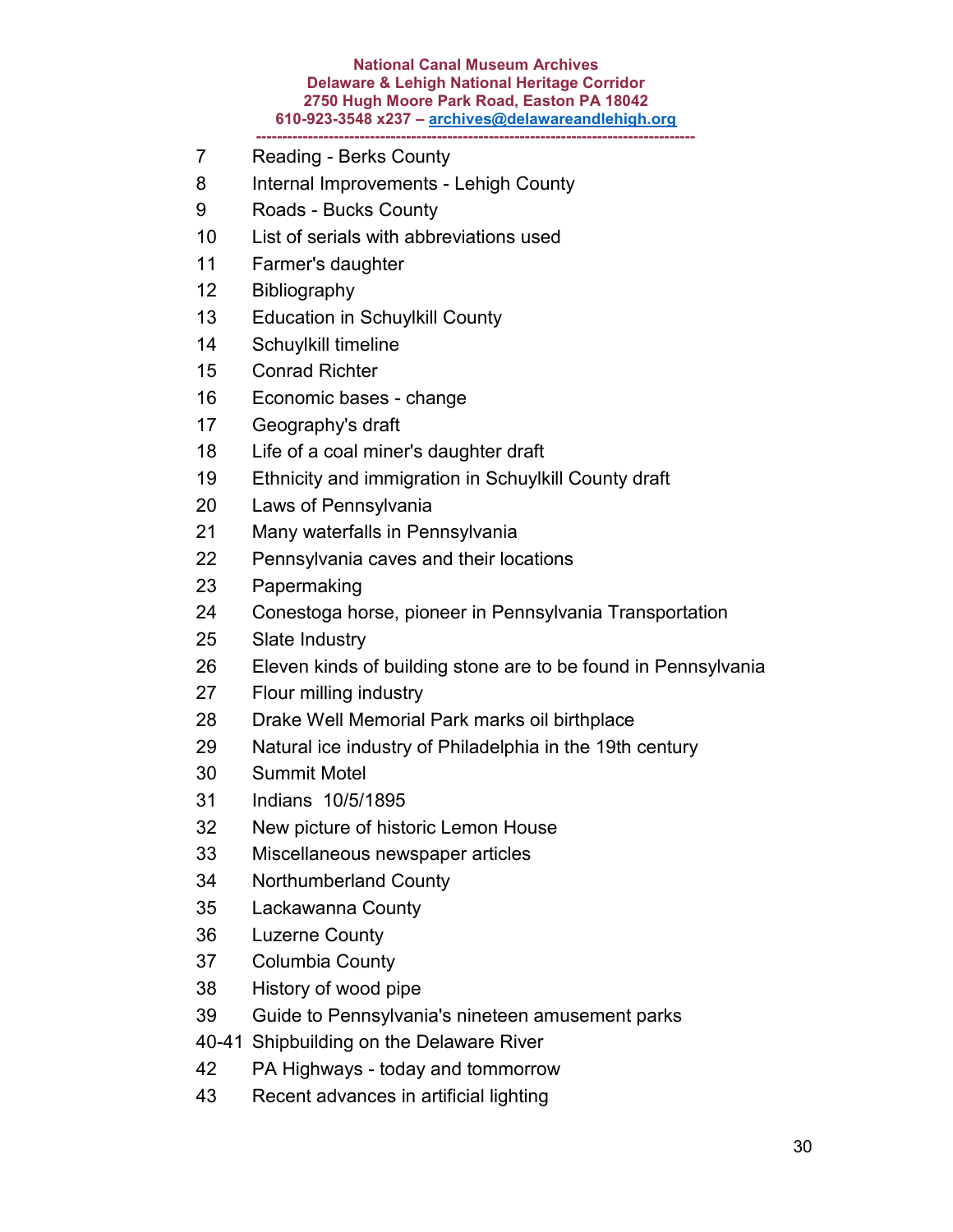| | |
|---|---|
| 7 | Reading - Berks County |
| 8 | Internal Improvements - Lehigh County |
| 9 | Roads - Bucks County |
| 10 | List of serials with abbreviations used |
| 11 | Farmer's daughter |
| 12 | Bibliography |
| 13 | Education in Schuylkill County |
| 14 | Schuylkill timeline |
| 15 | Conrad Richter |
| 16 | Economic bases - change |
| 17 | Geography's draft |
| 18 | Life of a coal miner's daughter draft |
| 19 | Ethnicity and immigration in Schuylkill County draft |
| 20 | Laws of Pennsylvania |
| 21 | Many waterfalls in Pennsylvania |
| 22 | Pennsylvania caves and their locations |
| 23 | Papermaking |
| 24 | Conestoga horse, pioneer in Pennsylvania Transportation |
| 25 | Slate Industry |
| 26 | Eleven kinds of building stone are to be found in Pennsylvania |
| 27 | Flour milling industry |
| 28 | Drake Well Memorial Park marks oil birthplace |
| 29 | Natural ice industry of Philadelphia in the 19th century |
| 30 | Summit Motel |
| 31 | Indians 10/5/1895 |
| 32 | New picture of historic Lemon House |
| 33 | Miscellaneous newspaper articles |
| 34 | Northumberland County |
| 35 | Lackawanna County |
| 36 | Luzerne County |
| 37 | Columbia County |
| 38 | History of wood pipe |
| 39 | Guide to Pennsylvania's nineteen amusement parks |
| 40-41 | Shipbuilding on the Delaware River |
| 42 | PA Highways - today and tommorrow |
| 43 | Recent advances in artificial lighting |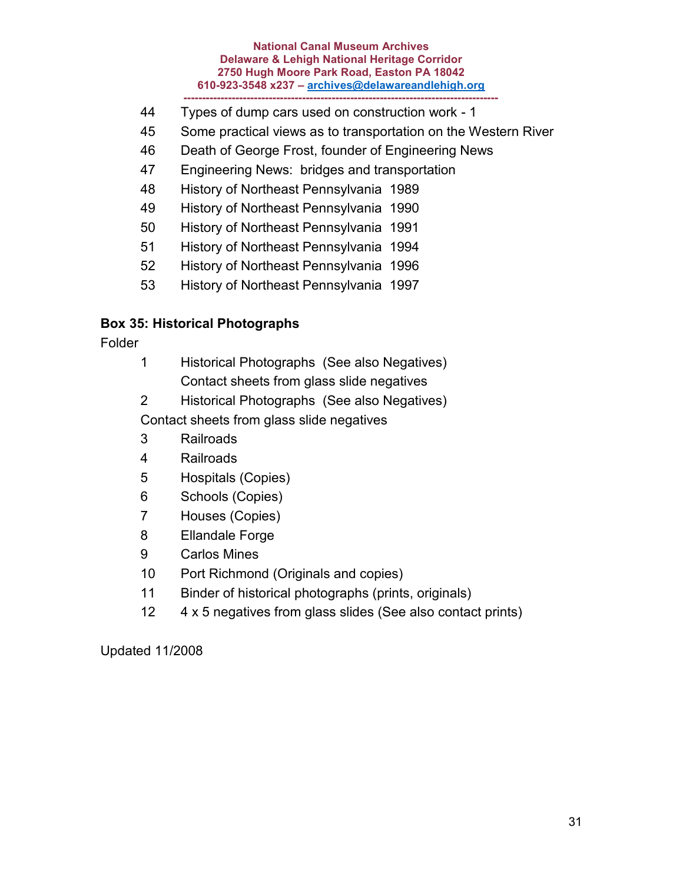44 Types of dump cars used on construction work - 1
45 Some practical views as to transportation on the Western River
46 Death of George Frost, founder of Engineering News
47 Engineering News: bridges and transportation
48 History of Northeast Pennsylvania 1989
49 History of Northeast Pennsylvania 1990
50 History of Northeast Pennsylvania 1991
51 History of Northeast Pennsylvania 1994
52 History of Northeast Pennsylvania 1996
53 History of Northeast Pennsylvania 1997

**Box 35: Historical Photographs**

Folder

1 Historical Photographs (See also Negatives)
Contact sheets from glass slide negatives
2 Historical Photographs (See also Negatives)
Contact sheets from glass slide negatives
3 Railroads
4 Railroads
5 Hospitals (Copies)
6 Schools (Copies)
7 Houses (Copies)
8 Ellandale Forge
9 Carlos Mines
10 Port Richmond (Originals and copies)
11 Binder of historical photographs (prints, originals)
12 4 x 5 negatives from glass slides (See also contact prints)

Updated 11/2008